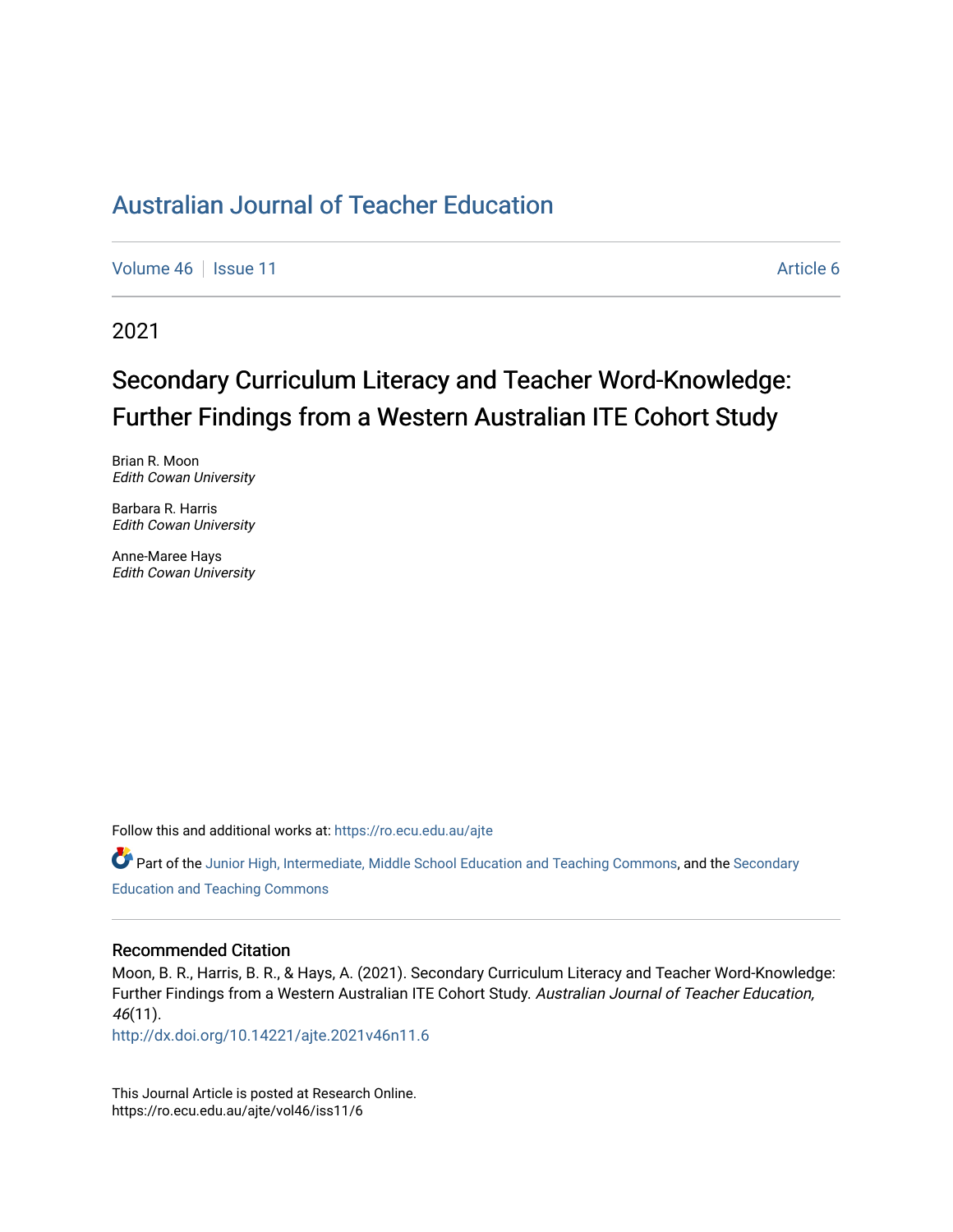# Australian Journal of Teacher Education

Volume 46 | Issue 11 | Article 6

2021

## Secondary Curriculum Literacy and Teacher Word-Knowledge: Further Findings from a Western Australian ITE Cohort Study

Brian R. Moon
*Edith Cowan University*

Barbara R. Harris
*Edith Cowan University*

Anne-Maree Hays
*Edith Cowan University*

Follow this and additional works at: https://ro.ecu.edu.au/ajte

Part of the Junior High, Intermediate, Middle School Education and Teaching Commons, and the Secondary Education and Teaching Commons

### Recommended Citation

Moon, B. R., Harris, B. R., & Hays, A. (2021). Secondary Curriculum Literacy and Teacher Word-Knowledge: Further Findings from a Western Australian ITE Cohort Study. *Australian Journal of Teacher Education, 46*(11).
http://dx.doi.org/10.14221/ajte.2021v46n11.6

This Journal Article is posted at Research Online.
https://ro.ecu.edu.au/ajte/vol46/iss11/6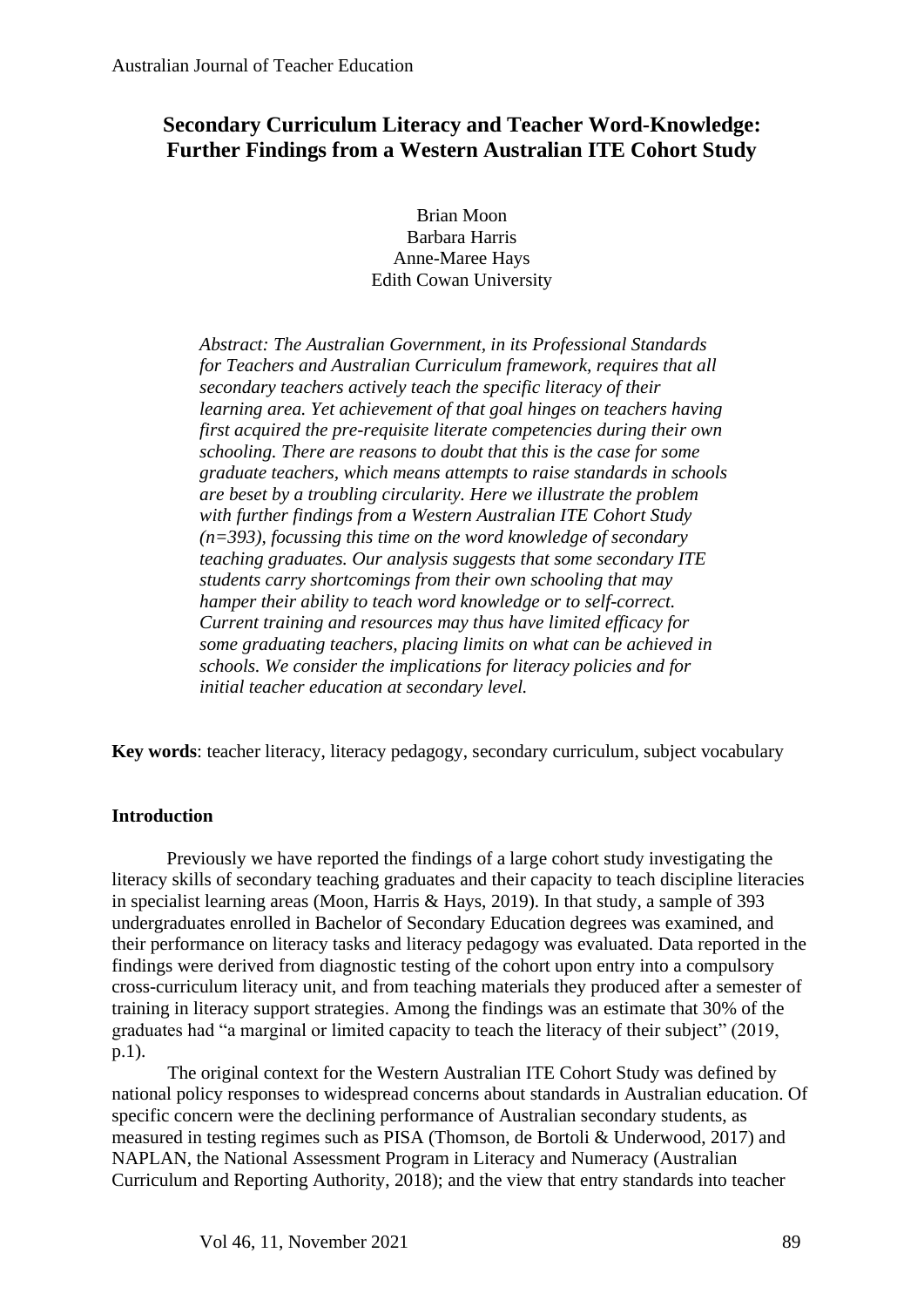# Secondary Curriculum Literacy and Teacher Word-Knowledge: Further Findings from a Western Australian ITE Cohort Study

Brian Moon
Barbara Harris
Anne-Maree Hays
Edith Cowan University

*Abstract: The Australian Government, in its Professional Standards for Teachers and Australian Curriculum framework, requires that all secondary teachers actively teach the specific literacy of their learning area. Yet achievement of that goal hinges on teachers having first acquired the pre-requisite literate competencies during their own schooling. There are reasons to doubt that this is the case for some graduate teachers, which means attempts to raise standards in schools are beset by a troubling circularity. Here we illustrate the problem with further findings from a Western Australian ITE Cohort Study (n=393), focussing this time on the word knowledge of secondary teaching graduates. Our analysis suggests that some secondary ITE students carry shortcomings from their own schooling that may hamper their ability to teach word knowledge or to self-correct. Current training and resources may thus have limited efficacy for some graduating teachers, placing limits on what can be achieved in schools. We consider the implications for literacy policies and for initial teacher education at secondary level.*

**Key words**: teacher literacy, literacy pedagogy, secondary curriculum, subject vocabulary

## Introduction

Previously we have reported the findings of a large cohort study investigating the literacy skills of secondary teaching graduates and their capacity to teach discipline literacies in specialist learning areas (Moon, Harris & Hays, 2019). In that study, a sample of 393 undergraduates enrolled in Bachelor of Secondary Education degrees was examined, and their performance on literacy tasks and literacy pedagogy was evaluated. Data reported in the findings were derived from diagnostic testing of the cohort upon entry into a compulsory cross-curriculum literacy unit, and from teaching materials they produced after a semester of training in literacy support strategies. Among the findings was an estimate that 30% of the graduates had "a marginal or limited capacity to teach the literacy of their subject" (2019, p.1).

The original context for the Western Australian ITE Cohort Study was defined by national policy responses to widespread concerns about standards in Australian education. Of specific concern were the declining performance of Australian secondary students, as measured in testing regimes such as PISA (Thomson, de Bortoli & Underwood, 2017) and NAPLAN, the National Assessment Program in Literacy and Numeracy (Australian Curriculum and Reporting Authority, 2018); and the view that entry standards into teacher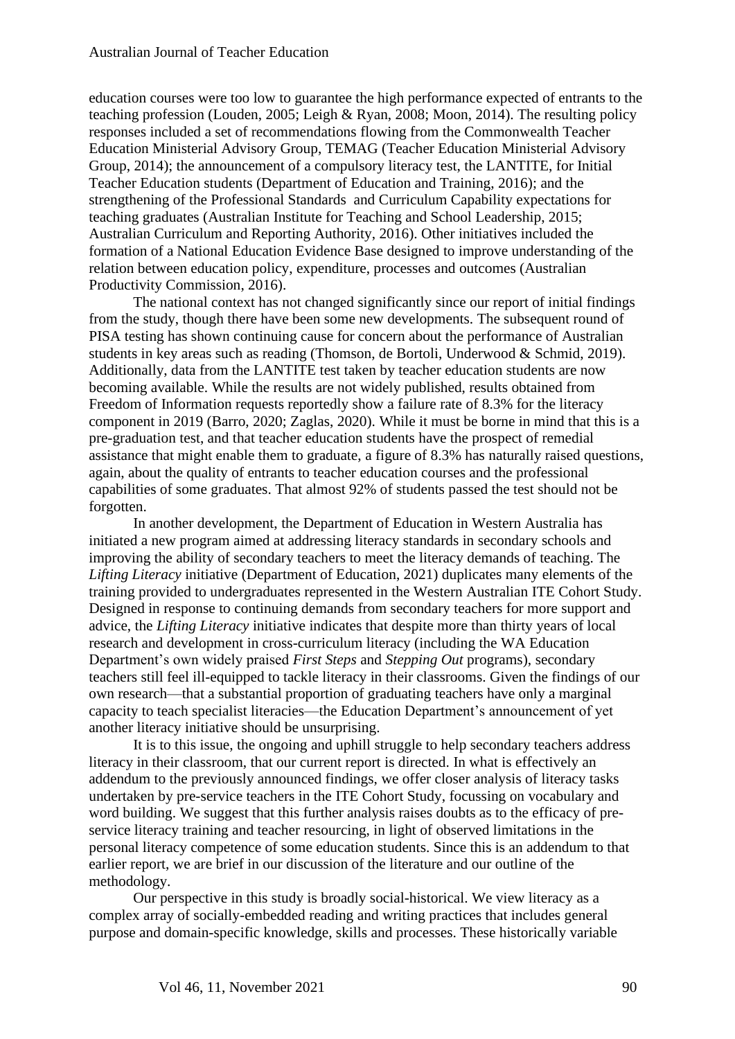education courses were too low to guarantee the high performance expected of entrants to the teaching profession (Louden, 2005; Leigh & Ryan, 2008; Moon, 2014). The resulting policy responses included a set of recommendations flowing from the Commonwealth Teacher Education Ministerial Advisory Group, TEMAG (Teacher Education Ministerial Advisory Group, 2014); the announcement of a compulsory literacy test, the LANTITE, for Initial Teacher Education students (Department of Education and Training, 2016); and the strengthening of the Professional Standards and Curriculum Capability expectations for teaching graduates (Australian Institute for Teaching and School Leadership, 2015; Australian Curriculum and Reporting Authority, 2016). Other initiatives included the formation of a National Education Evidence Base designed to improve understanding of the relation between education policy, expenditure, processes and outcomes (Australian Productivity Commission, 2016).

The national context has not changed significantly since our report of initial findings from the study, though there have been some new developments. The subsequent round of PISA testing has shown continuing cause for concern about the performance of Australian students in key areas such as reading (Thomson, de Bortoli, Underwood & Schmid, 2019). Additionally, data from the LANTITE test taken by teacher education students are now becoming available. While the results are not widely published, results obtained from Freedom of Information requests reportedly show a failure rate of 8.3% for the literacy component in 2019 (Barro, 2020; Zaglas, 2020). While it must be borne in mind that this is a pre-graduation test, and that teacher education students have the prospect of remedial assistance that might enable them to graduate, a figure of 8.3% has naturally raised questions, again, about the quality of entrants to teacher education courses and the professional capabilities of some graduates. That almost 92% of students passed the test should not be forgotten.

In another development, the Department of Education in Western Australia has initiated a new program aimed at addressing literacy standards in secondary schools and improving the ability of secondary teachers to meet the literacy demands of teaching. The *Lifting Literacy* initiative (Department of Education, 2021) duplicates many elements of the training provided to undergraduates represented in the Western Australian ITE Cohort Study. Designed in response to continuing demands from secondary teachers for more support and advice, the *Lifting Literacy* initiative indicates that despite more than thirty years of local research and development in cross-curriculum literacy (including the WA Education Department's own widely praised *First Steps* and *Stepping Out* programs), secondary teachers still feel ill-equipped to tackle literacy in their classrooms. Given the findings of our own research—that a substantial proportion of graduating teachers have only a marginal capacity to teach specialist literacies—the Education Department's announcement of yet another literacy initiative should be unsurprising.

It is to this issue, the ongoing and uphill struggle to help secondary teachers address literacy in their classroom, that our current report is directed. In what is effectively an addendum to the previously announced findings, we offer closer analysis of literacy tasks undertaken by pre-service teachers in the ITE Cohort Study, focussing on vocabulary and word building. We suggest that this further analysis raises doubts as to the efficacy of pre-service literacy training and teacher resourcing, in light of observed limitations in the personal literacy competence of some education students. Since this is an addendum to that earlier report, we are brief in our discussion of the literature and our outline of the methodology.

Our perspective in this study is broadly social-historical. We view literacy as a complex array of socially-embedded reading and writing practices that includes general purpose and domain-specific knowledge, skills and processes. These historically variable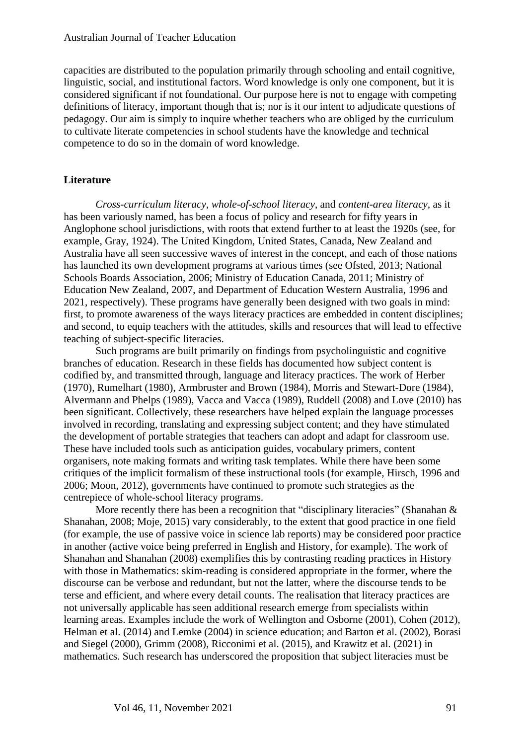capacities are distributed to the population primarily through schooling and entail cognitive, linguistic, social, and institutional factors. Word knowledge is only one component, but it is considered significant if not foundational. Our purpose here is not to engage with competing definitions of literacy, important though that is; nor is it our intent to adjudicate questions of pedagogy. Our aim is simply to inquire whether teachers who are obliged by the curriculum to cultivate literate competencies in school students have the knowledge and technical competence to do so in the domain of word knowledge.

## Literature

*Cross-curriculum literacy*, *whole-of-school literacy*, and *content-area literacy*, as it has been variously named, has been a focus of policy and research for fifty years in Anglophone school jurisdictions, with roots that extend further to at least the 1920s (see, for example, Gray, 1924). The United Kingdom, United States, Canada, New Zealand and Australia have all seen successive waves of interest in the concept, and each of those nations has launched its own development programs at various times (see Ofsted, 2013; National Schools Boards Association, 2006; Ministry of Education Canada, 2011; Ministry of Education New Zealand, 2007, and Department of Education Western Australia, 1996 and 2021, respectively). These programs have generally been designed with two goals in mind: first, to promote awareness of the ways literacy practices are embedded in content disciplines; and second, to equip teachers with the attitudes, skills and resources that will lead to effective teaching of subject-specific literacies.

Such programs are built primarily on findings from psycholinguistic and cognitive branches of education. Research in these fields has documented how subject content is codified by, and transmitted through, language and literacy practices. The work of Herber (1970), Rumelhart (1980), Armbruster and Brown (1984), Morris and Stewart-Dore (1984), Alvermann and Phelps (1989), Vacca and Vacca (1989), Ruddell (2008) and Love (2010) has been significant. Collectively, these researchers have helped explain the language processes involved in recording, translating and expressing subject content; and they have stimulated the development of portable strategies that teachers can adopt and adapt for classroom use. These have included tools such as anticipation guides, vocabulary primers, content organisers, note making formats and writing task templates. While there have been some critiques of the implicit formalism of these instructional tools (for example, Hirsch, 1996 and 2006; Moon, 2012), governments have continued to promote such strategies as the centrepiece of whole-school literacy programs.

More recently there has been a recognition that "disciplinary literacies" (Shanahan & Shanahan, 2008; Moje, 2015) vary considerably, to the extent that good practice in one field (for example, the use of passive voice in science lab reports) may be considered poor practice in another (active voice being preferred in English and History, for example). The work of Shanahan and Shanahan (2008) exemplifies this by contrasting reading practices in History with those in Mathematics: skim-reading is considered appropriate in the former, where the discourse can be verbose and redundant, but not the latter, where the discourse tends to be terse and efficient, and where every detail counts. The realisation that literacy practices are not universally applicable has seen additional research emerge from specialists within learning areas. Examples include the work of Wellington and Osborne (2001), Cohen (2012), Helman et al. (2014) and Lemke (2004) in science education; and Barton et al. (2002), Borasi and Siegel (2000), Grimm (2008), Ricconimi et al. (2015), and Krawitz et al. (2021) in mathematics. Such research has underscored the proposition that subject literacies must be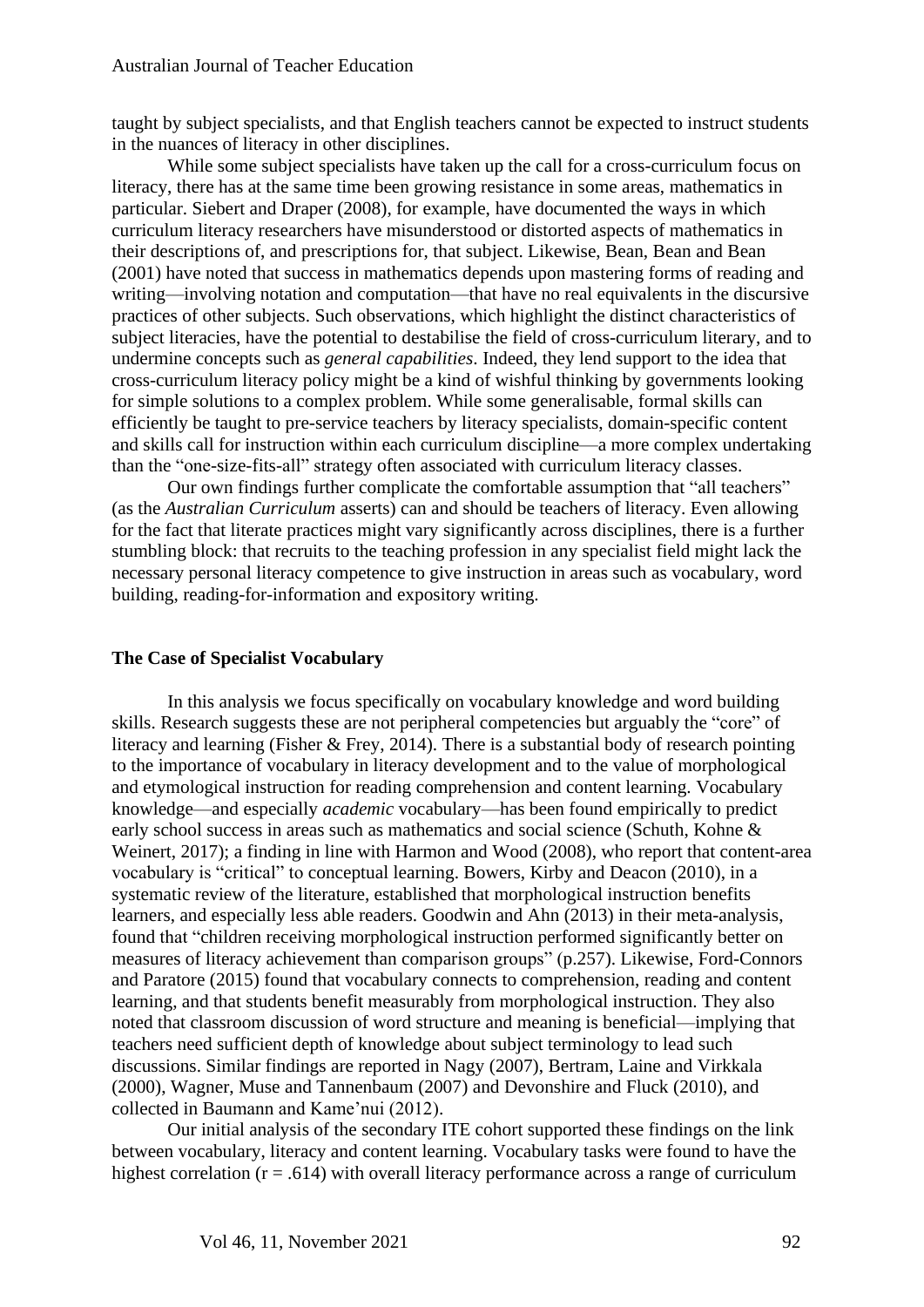taught by subject specialists, and that English teachers cannot be expected to instruct students in the nuances of literacy in other disciplines.

While some subject specialists have taken up the call for a cross-curriculum focus on literacy, there has at the same time been growing resistance in some areas, mathematics in particular. Siebert and Draper (2008), for example, have documented the ways in which curriculum literacy researchers have misunderstood or distorted aspects of mathematics in their descriptions of, and prescriptions for, that subject. Likewise, Bean, Bean and Bean (2001) have noted that success in mathematics depends upon mastering forms of reading and writing—involving notation and computation—that have no real equivalents in the discursive practices of other subjects. Such observations, which highlight the distinct characteristics of subject literacies, have the potential to destabilise the field of cross-curriculum literary, and to undermine concepts such as *general capabilities*. Indeed, they lend support to the idea that cross-curriculum literacy policy might be a kind of wishful thinking by governments looking for simple solutions to a complex problem. While some generalisable, formal skills can efficiently be taught to pre-service teachers by literacy specialists, domain-specific content and skills call for instruction within each curriculum discipline—a more complex undertaking than the "one-size-fits-all" strategy often associated with curriculum literacy classes.

Our own findings further complicate the comfortable assumption that "all teachers" (as the *Australian Curriculum* asserts) can and should be teachers of literacy. Even allowing for the fact that literate practices might vary significantly across disciplines, there is a further stumbling block: that recruits to the teaching profession in any specialist field might lack the necessary personal literacy competence to give instruction in areas such as vocabulary, word building, reading-for-information and expository writing.

## The Case of Specialist Vocabulary

In this analysis we focus specifically on vocabulary knowledge and word building skills. Research suggests these are not peripheral competencies but arguably the "core" of literacy and learning (Fisher & Frey, 2014). There is a substantial body of research pointing to the importance of vocabulary in literacy development and to the value of morphological and etymological instruction for reading comprehension and content learning. Vocabulary knowledge—and especially *academic* vocabulary—has been found empirically to predict early school success in areas such as mathematics and social science (Schuth, Kohne & Weinert, 2017); a finding in line with Harmon and Wood (2008), who report that content-area vocabulary is "critical" to conceptual learning. Bowers, Kirby and Deacon (2010), in a systematic review of the literature, established that morphological instruction benefits learners, and especially less able readers. Goodwin and Ahn (2013) in their meta-analysis, found that "children receiving morphological instruction performed significantly better on measures of literacy achievement than comparison groups" (p.257). Likewise, Ford-Connors and Paratore (2015) found that vocabulary connects to comprehension, reading and content learning, and that students benefit measurably from morphological instruction. They also noted that classroom discussion of word structure and meaning is beneficial—implying that teachers need sufficient depth of knowledge about subject terminology to lead such discussions. Similar findings are reported in Nagy (2007), Bertram, Laine and Virkkala (2000), Wagner, Muse and Tannenbaum (2007) and Devonshire and Fluck (2010), and collected in Baumann and Kame'nui (2012).

Our initial analysis of the secondary ITE cohort supported these findings on the link between vocabulary, literacy and content learning. Vocabulary tasks were found to have the highest correlation ($r = .614$) with overall literacy performance across a range of curriculum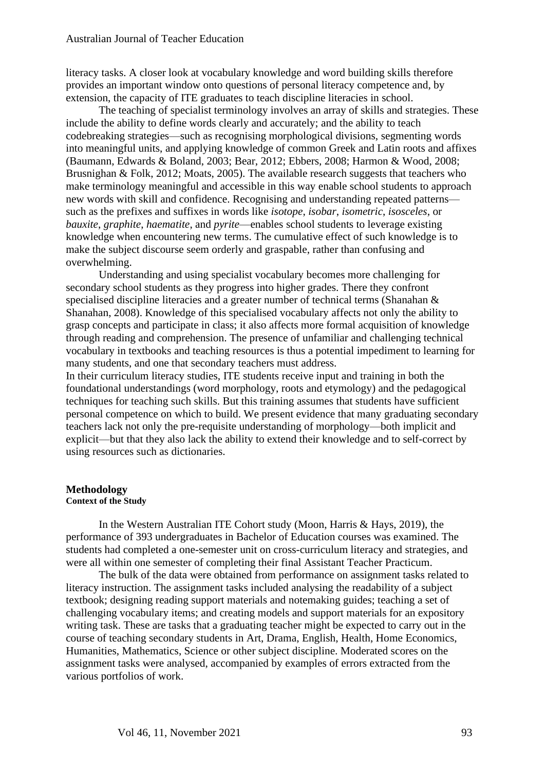literacy tasks. A closer look at vocabulary knowledge and word building skills therefore provides an important window onto questions of personal literacy competence and, by extension, the capacity of ITE graduates to teach discipline literacies in school.

The teaching of specialist terminology involves an array of skills and strategies. These include the ability to define words clearly and accurately; and the ability to teach codebreaking strategies—such as recognising morphological divisions, segmenting words into meaningful units, and applying knowledge of common Greek and Latin roots and affixes (Baumann, Edwards & Boland, 2003; Bear, 2012; Ebbers, 2008; Harmon & Wood, 2008; Brusnighan & Folk, 2012; Moats, 2005). The available research suggests that teachers who make terminology meaningful and accessible in this way enable school students to approach new words with skill and confidence. Recognising and understanding repeated patterns—such as the prefixes and suffixes in words like *isotope*, *isobar*, *isometric*, *isosceles*, or *bauxite*, *graphite*, *haematite*, and *pyrite*—enables school students to leverage existing knowledge when encountering new terms. The cumulative effect of such knowledge is to make the subject discourse seem orderly and graspable, rather than confusing and overwhelming.

Understanding and using specialist vocabulary becomes more challenging for secondary school students as they progress into higher grades. There they confront specialised discipline literacies and a greater number of technical terms (Shanahan & Shanahan, 2008). Knowledge of this specialised vocabulary affects not only the ability to grasp concepts and participate in class; it also affects more formal acquisition of knowledge through reading and comprehension. The presence of unfamiliar and challenging technical vocabulary in textbooks and teaching resources is thus a potential impediment to learning for many students, and one that secondary teachers must address.

In their curriculum literacy studies, ITE students receive input and training in both the foundational understandings (word morphology, roots and etymology) and the pedagogical techniques for teaching such skills. But this training assumes that students have sufficient personal competence on which to build. We present evidence that many graduating secondary teachers lack not only the pre-requisite understanding of morphology—both implicit and explicit—but that they also lack the ability to extend their knowledge and to self-correct by using resources such as dictionaries.

## Methodology

### Context of the Study

In the Western Australian ITE Cohort study (Moon, Harris & Hays, 2019), the performance of 393 undergraduates in Bachelor of Education courses was examined. The students had completed a one-semester unit on cross-curriculum literacy and strategies, and were all within one semester of completing their final Assistant Teacher Practicum.

The bulk of the data were obtained from performance on assignment tasks related to literacy instruction. The assignment tasks included analysing the readability of a subject textbook; designing reading support materials and notemaking guides; teaching a set of challenging vocabulary items; and creating models and support materials for an expository writing task. These are tasks that a graduating teacher might be expected to carry out in the course of teaching secondary students in Art, Drama, English, Health, Home Economics, Humanities, Mathematics, Science or other subject discipline. Moderated scores on the assignment tasks were analysed, accompanied by examples of errors extracted from the various portfolios of work.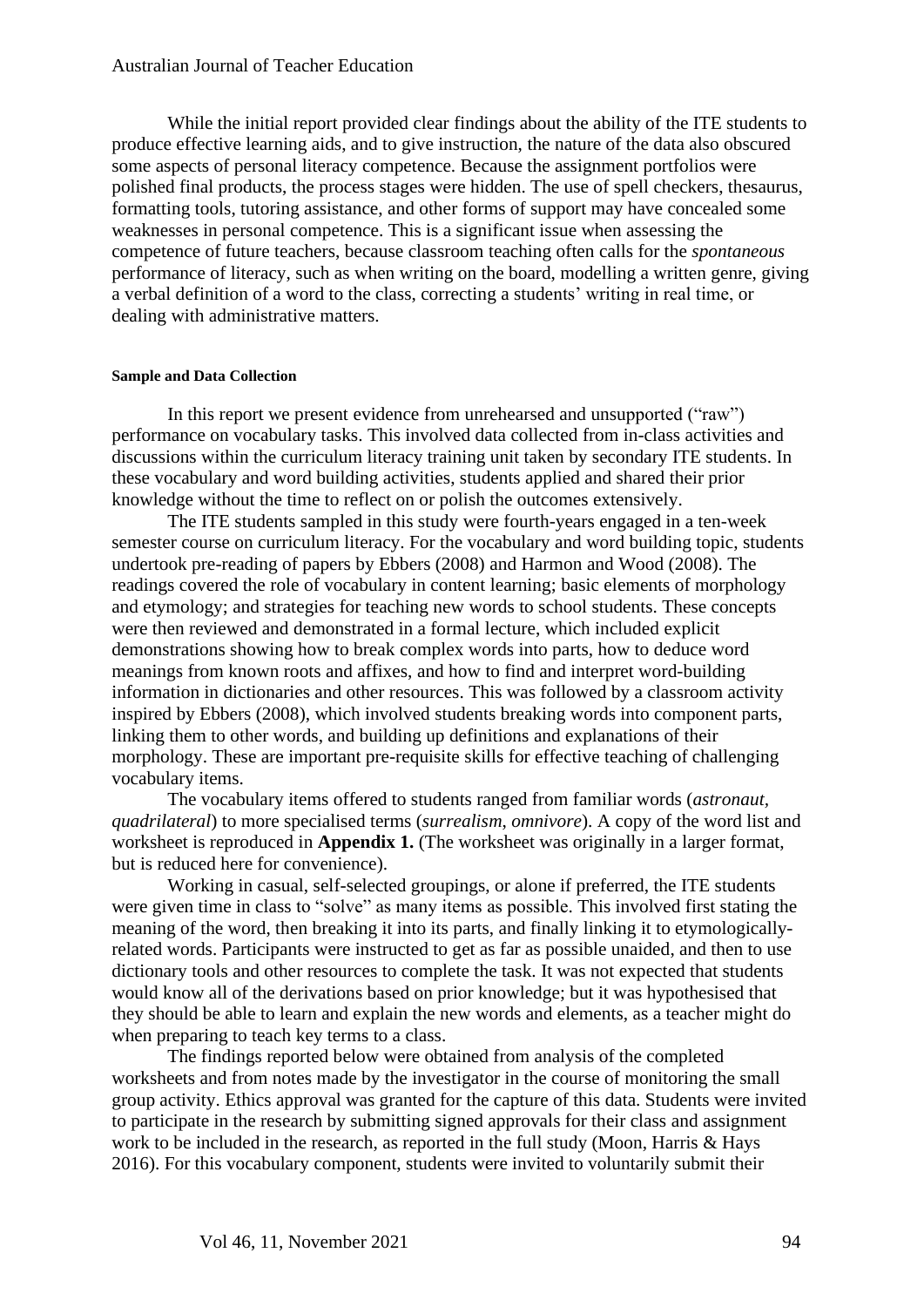While the initial report provided clear findings about the ability of the ITE students to produce effective learning aids, and to give instruction, the nature of the data also obscured some aspects of personal literacy competence. Because the assignment portfolios were polished final products, the process stages were hidden. The use of spell checkers, thesaurus, formatting tools, tutoring assistance, and other forms of support may have concealed some weaknesses in personal competence. This is a significant issue when assessing the competence of future teachers, because classroom teaching often calls for the *spontaneous* performance of literacy, such as when writing on the board, modelling a written genre, giving a verbal definition of a word to the class, correcting a students' writing in real time, or dealing with administrative matters.

#### Sample and Data Collection

In this report we present evidence from unrehearsed and unsupported ("raw") performance on vocabulary tasks. This involved data collected from in-class activities and discussions within the curriculum literacy training unit taken by secondary ITE students. In these vocabulary and word building activities, students applied and shared their prior knowledge without the time to reflect on or polish the outcomes extensively.

The ITE students sampled in this study were fourth-years engaged in a ten-week semester course on curriculum literacy. For the vocabulary and word building topic, students undertook pre-reading of papers by Ebbers (2008) and Harmon and Wood (2008). The readings covered the role of vocabulary in content learning; basic elements of morphology and etymology; and strategies for teaching new words to school students. These concepts were then reviewed and demonstrated in a formal lecture, which included explicit demonstrations showing how to break complex words into parts, how to deduce word meanings from known roots and affixes, and how to find and interpret word-building information in dictionaries and other resources. This was followed by a classroom activity inspired by Ebbers (2008), which involved students breaking words into component parts, linking them to other words, and building up definitions and explanations of their morphology. These are important pre-requisite skills for effective teaching of challenging vocabulary items.

The vocabulary items offered to students ranged from familiar words (*astronaut*, *quadrilateral*) to more specialised terms (*surrealism*, *omnivore*). A copy of the word list and worksheet is reproduced in **Appendix 1.** (The worksheet was originally in a larger format, but is reduced here for convenience).

Working in casual, self-selected groupings, or alone if preferred, the ITE students were given time in class to "solve" as many items as possible. This involved first stating the meaning of the word, then breaking it into its parts, and finally linking it to etymologically-related words. Participants were instructed to get as far as possible unaided, and then to use dictionary tools and other resources to complete the task. It was not expected that students would know all of the derivations based on prior knowledge; but it was hypothesised that they should be able to learn and explain the new words and elements, as a teacher might do when preparing to teach key terms to a class.

The findings reported below were obtained from analysis of the completed worksheets and from notes made by the investigator in the course of monitoring the small group activity. Ethics approval was granted for the capture of this data. Students were invited to participate in the research by submitting signed approvals for their class and assignment work to be included in the research, as reported in the full study (Moon, Harris & Hays 2016). For this vocabulary component, students were invited to voluntarily submit their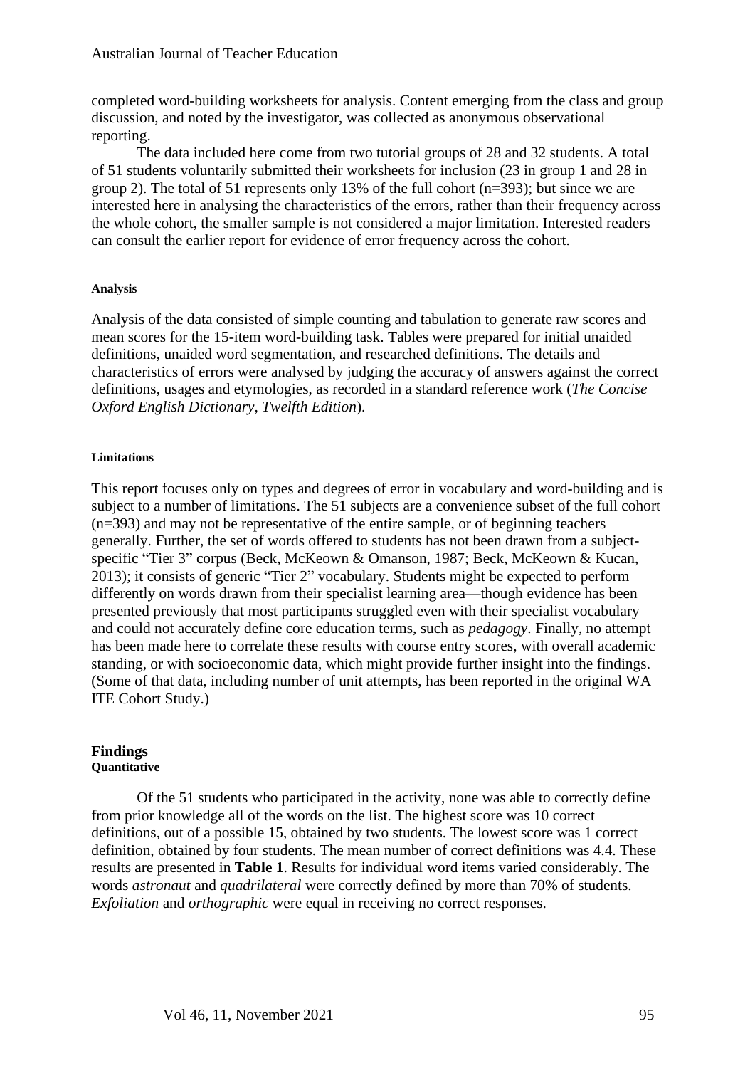completed word-building worksheets for analysis. Content emerging from the class and group discussion, and noted by the investigator, was collected as anonymous observational reporting.

The data included here come from two tutorial groups of 28 and 32 students. A total of 51 students voluntarily submitted their worksheets for inclusion (23 in group 1 and 28 in group 2). The total of 51 represents only 13% of the full cohort (n=393); but since we are interested here in analysing the characteristics of the errors, rather than their frequency across the whole cohort, the smaller sample is not considered a major limitation. Interested readers can consult the earlier report for evidence of error frequency across the cohort.

#### Analysis

Analysis of the data consisted of simple counting and tabulation to generate raw scores and mean scores for the 15-item word-building task. Tables were prepared for initial unaided definitions, unaided word segmentation, and researched definitions. The details and characteristics of errors were analysed by judging the accuracy of answers against the correct definitions, usages and etymologies, as recorded in a standard reference work (*The Concise Oxford English Dictionary, Twelfth Edition*).

#### Limitations

This report focuses only on types and degrees of error in vocabulary and word-building and is subject to a number of limitations. The 51 subjects are a convenience subset of the full cohort (n=393) and may not be representative of the entire sample, or of beginning teachers generally. Further, the set of words offered to students has not been drawn from a subject-specific "Tier 3" corpus (Beck, McKeown & Omanson, 1987; Beck, McKeown & Kucan, 2013); it consists of generic "Tier 2" vocabulary. Students might be expected to perform differently on words drawn from their specialist learning area—though evidence has been presented previously that most participants struggled even with their specialist vocabulary and could not accurately define core education terms, such as *pedagogy*. Finally, no attempt has been made here to correlate these results with course entry scores, with overall academic standing, or with socioeconomic data, which might provide further insight into the findings. (Some of that data, including number of unit attempts, has been reported in the original WA ITE Cohort Study.)

## Findings

#### Quantitative

Of the 51 students who participated in the activity, none was able to correctly define from prior knowledge all of the words on the list. The highest score was 10 correct definitions, out of a possible 15, obtained by two students. The lowest score was 1 correct definition, obtained by four students. The mean number of correct definitions was 4.4. These results are presented in **Table 1**. Results for individual word items varied considerably. The words *astronaut* and *quadrilateral* were correctly defined by more than 70% of students. *Exfoliation* and *orthographic* were equal in receiving no correct responses.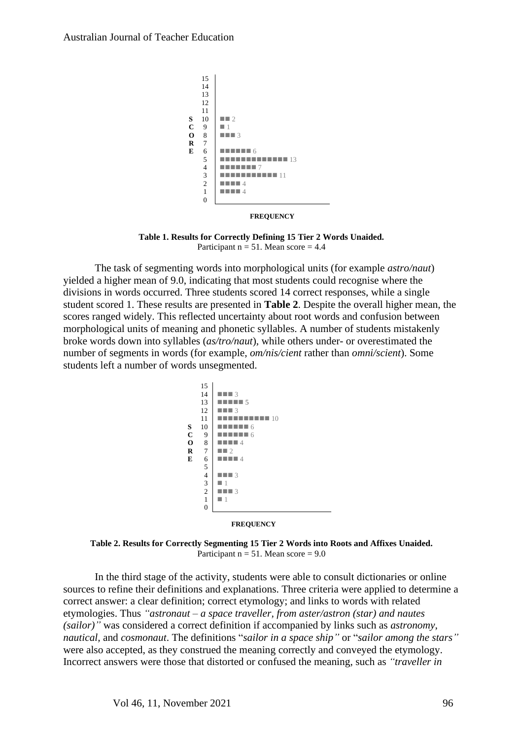| Score | Frequency |
|---|---|
| 15 | |
| 14 | |
| 13 | |
| 12 | |
| 11 | |
| 10 | 2 |
| 9 | 1 |
| 8 | 3 |
| 7 | |
| 6 | 6 |
| 5 | 13 |
| 4 | 7 |
| 3 | 11 |
| 2 | 4 |
| 1 | 4 |
| 0 | |

**Table 1. Results for Correctly Defining 15 Tier 2 Words Unaided.**
Participant n = 51. Mean score = 4.4

The task of segmenting words into morphological units (for example *astro/naut*) yielded a higher mean of 9.0, indicating that most students could recognise where the divisions in words occurred. Three students scored 14 correct responses, while a single student scored 1. These results are presented in **Table 2**. Despite the overall higher mean, the scores ranged widely. This reflected uncertainty about root words and confusion between morphological units of meaning and phonetic syllables. A number of students mistakenly broke words down into syllables (*as/tro/naut*), while others under- or overestimated the number of segments in words (for example, *om/nis/cient* rather than *omni/scient*). Some students left a number of words unsegmented.

| Score | Frequency |
|---|---|
| 15 | |
| 14 | 3 |
| 13 | 5 |
| 12 | 3 |
| 11 | 10 |
| 10 | 6 |
| 9 | 6 |
| 8 | 4 |
| 7 | 2 |
| 6 | 4 |
| 5 | |
| 4 | 3 |
| 3 | 1 |
| 2 | 3 |
| 1 | 1 |
| 0 | |

**Table 2. Results for Correctly Segmenting 15 Tier 2 Words into Roots and Affixes Unaided.**
Participant n = 51. Mean score = 9.0

In the third stage of the activity, students were able to consult dictionaries or online sources to refine their definitions and explanations. Three criteria were applied to determine a correct answer: a clear definition; correct etymology; and links to words with related etymologies. Thus *"astronaut – a space traveller, from aster/astron (star) and nautes (sailor)"* was considered a correct definition if accompanied by links such as *astronomy*, *nautical*, and *cosmonaut*. The definitions "*sailor in a space ship"* or "*sailor among the stars"* were also accepted, as they construed the meaning correctly and conveyed the etymology. Incorrect answers were those that distorted or confused the meaning, such as *"traveller in*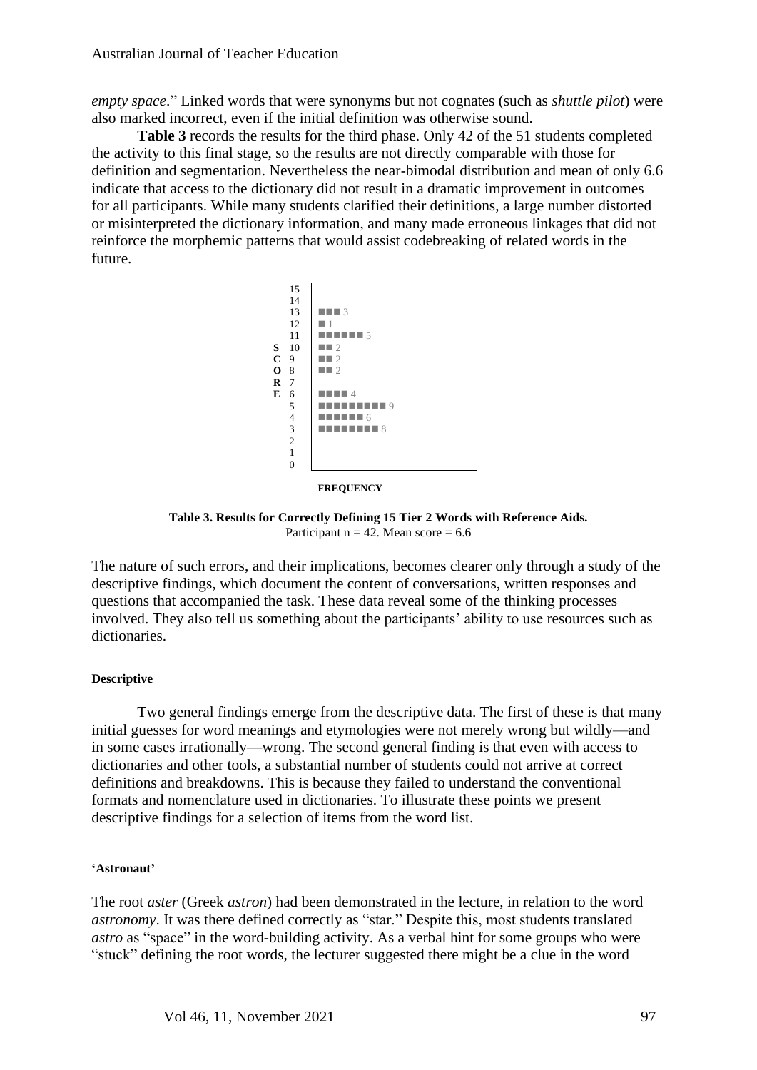*empty space*.” Linked words that were synonyms but not cognates (such as *shuttle pilot*) were also marked incorrect, even if the initial definition was otherwise sound.

**Table 3** records the results for the third phase. Only 42 of the 51 students completed the activity to this final stage, so the results are not directly comparable with those for definition and segmentation. Nevertheless the near-bimodal distribution and mean of only 6.6 indicate that access to the dictionary did not result in a dramatic improvement in outcomes for all participants. While many students clarified their definitions, a large number distorted or misinterpreted the dictionary information, and many made erroneous linkages that did not reinforce the morphemic patterns that would assist codebreaking of related words in the future.

| SCORE | FREQUENCY |
|---|---|
| 15 | |
| 14 | |
| 13 | ■■■ 3 |
| 12 | ■ 1 |
| 11 | ■■■■■■ 5 |
| 10 | ■■ 2 |
| 9 | ■■ 2 |
| 8 | ■■ 2 |
| 7 | |
| 6 | ■■■■ 4 |
| 5 | ■■■■■■■■■ 9 |
| 4 | ■■■■■■ 6 |
| 3 | ■■■■■■■■ 8 |
| 2 | |
| 1 | |
| 0 | |

**Table 3. Results for Correctly Defining 15 Tier 2 Words with Reference Aids.**
Participant n = 42. Mean score = 6.6

The nature of such errors, and their implications, becomes clearer only through a study of the descriptive findings, which document the content of conversations, written responses and questions that accompanied the task. These data reveal some of the thinking processes involved. They also tell us something about the participants' ability to use resources such as dictionaries.

#### Descriptive

Two general findings emerge from the descriptive data. The first of these is that many initial guesses for word meanings and etymologies were not merely wrong but wildly—and in some cases irrationally—wrong. The second general finding is that even with access to dictionaries and other tools, a substantial number of students could not arrive at correct definitions and breakdowns. This is because they failed to understand the conventional formats and nomenclature used in dictionaries. To illustrate these points we present descriptive findings for a selection of items from the word list.

##### 'Astronaut'

The root *aster* (Greek *astron*) had been demonstrated in the lecture, in relation to the word *astronomy*. It was there defined correctly as "star." Despite this, most students translated *astro* as "space" in the word-building activity. As a verbal hint for some groups who were "stuck" defining the root words, the lecturer suggested there might be a clue in the word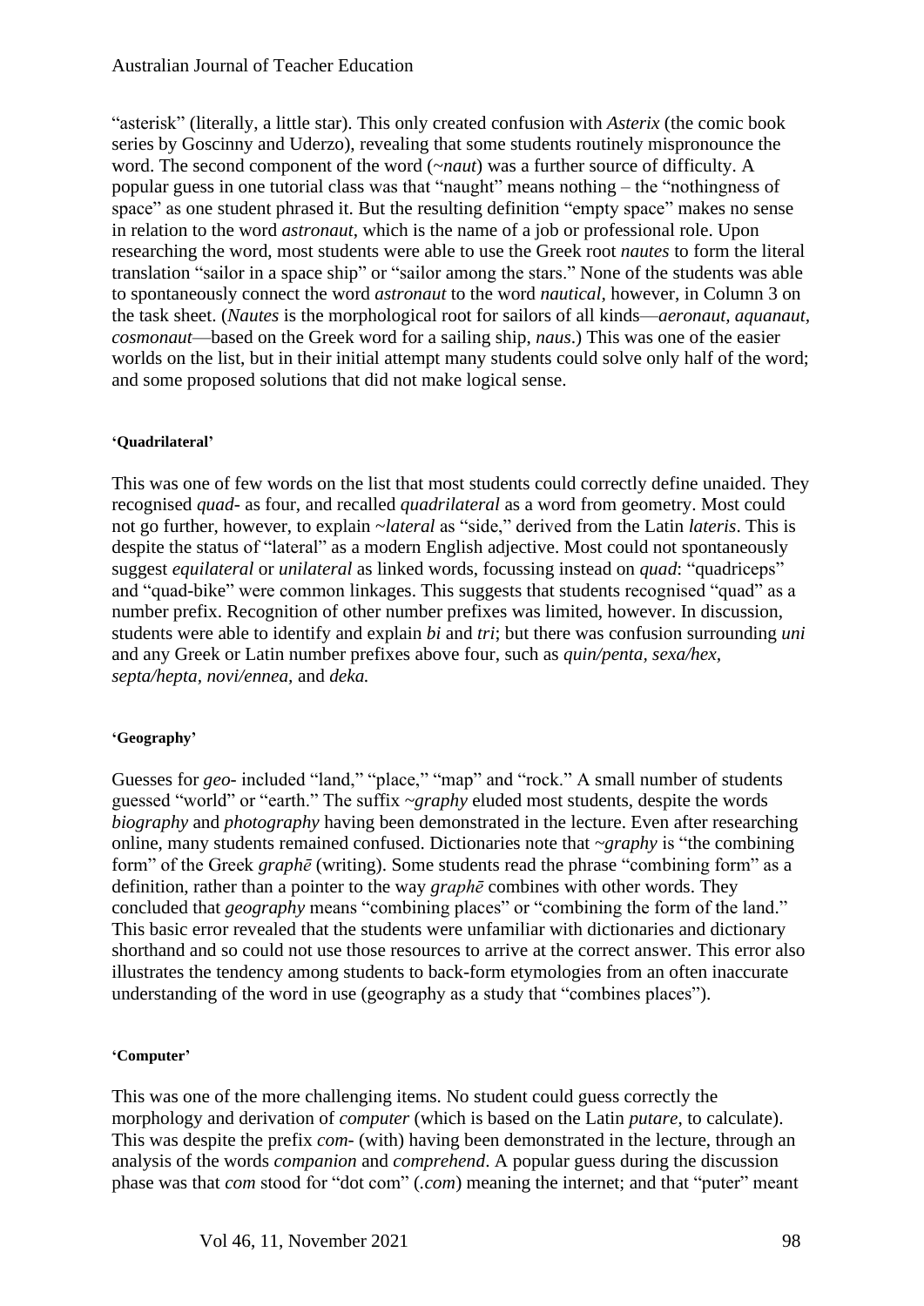"asterisk" (literally, a little star). This only created confusion with *Asterix* (the comic book series by Goscinny and Uderzo), revealing that some students routinely mispronounce the word. The second component of the word (~*naut*) was a further source of difficulty. A popular guess in one tutorial class was that "naught" means nothing – the "nothingness of space" as one student phrased it. But the resulting definition "empty space" makes no sense in relation to the word *astronaut*, which is the name of a job or professional role. Upon researching the word, most students were able to use the Greek root *nautes* to form the literal translation "sailor in a space ship" or "sailor among the stars." None of the students was able to spontaneously connect the word *astronaut* to the word *nautical*, however, in Column 3 on the task sheet. (*Nautes* is the morphological root for sailors of all kinds—*aeronaut*, *aquanaut*, *cosmonaut*—based on the Greek word for a sailing ship, *naus*.) This was one of the easier worlds on the list, but in their initial attempt many students could solve only half of the word; and some proposed solutions that did not make logical sense.

#### 'Quadrilateral'

This was one of few words on the list that most students could correctly define unaided. They recognised *quad*- as four, and recalled *quadrilateral* as a word from geometry. Most could not go further, however, to explain ~*lateral* as "side," derived from the Latin *lateris*. This is despite the status of "lateral" as a modern English adjective. Most could not spontaneously suggest *equilateral* or *unilateral* as linked words, focussing instead on *quad*: "quadriceps" and "quad-bike" were common linkages. This suggests that students recognised "quad" as a number prefix. Recognition of other number prefixes was limited, however. In discussion, students were able to identify and explain *bi* and *tri*; but there was confusion surrounding *uni* and any Greek or Latin number prefixes above four, such as *quin/penta, sexa/hex, septa/hepta, novi/ennea,* and *deka.*

#### 'Geography'

Guesses for *geo*- included "land," "place," "map" and "rock." A small number of students guessed "world" or "earth." The suffix ~*graphy* eluded most students, despite the words *biography* and *photography* having been demonstrated in the lecture. Even after researching online, many students remained confused. Dictionaries note that ~*graphy* is "the combining form" of the Greek *graphē* (writing). Some students read the phrase "combining form" as a definition, rather than a pointer to the way *graphē* combines with other words. They concluded that *geography* means "combining places" or "combining the form of the land." This basic error revealed that the students were unfamiliar with dictionaries and dictionary shorthand and so could not use those resources to arrive at the correct answer. This error also illustrates the tendency among students to back-form etymologies from an often inaccurate understanding of the word in use (geography as a study that "combines places").

#### 'Computer'

This was one of the more challenging items. No student could guess correctly the morphology and derivation of *computer* (which is based on the Latin *putare*, to calculate). This was despite the prefix *com*- (with) having been demonstrated in the lecture, through an analysis of the words *companion* and *comprehend*. A popular guess during the discussion phase was that *com* stood for "dot com" (*.com*) meaning the internet; and that "puter" meant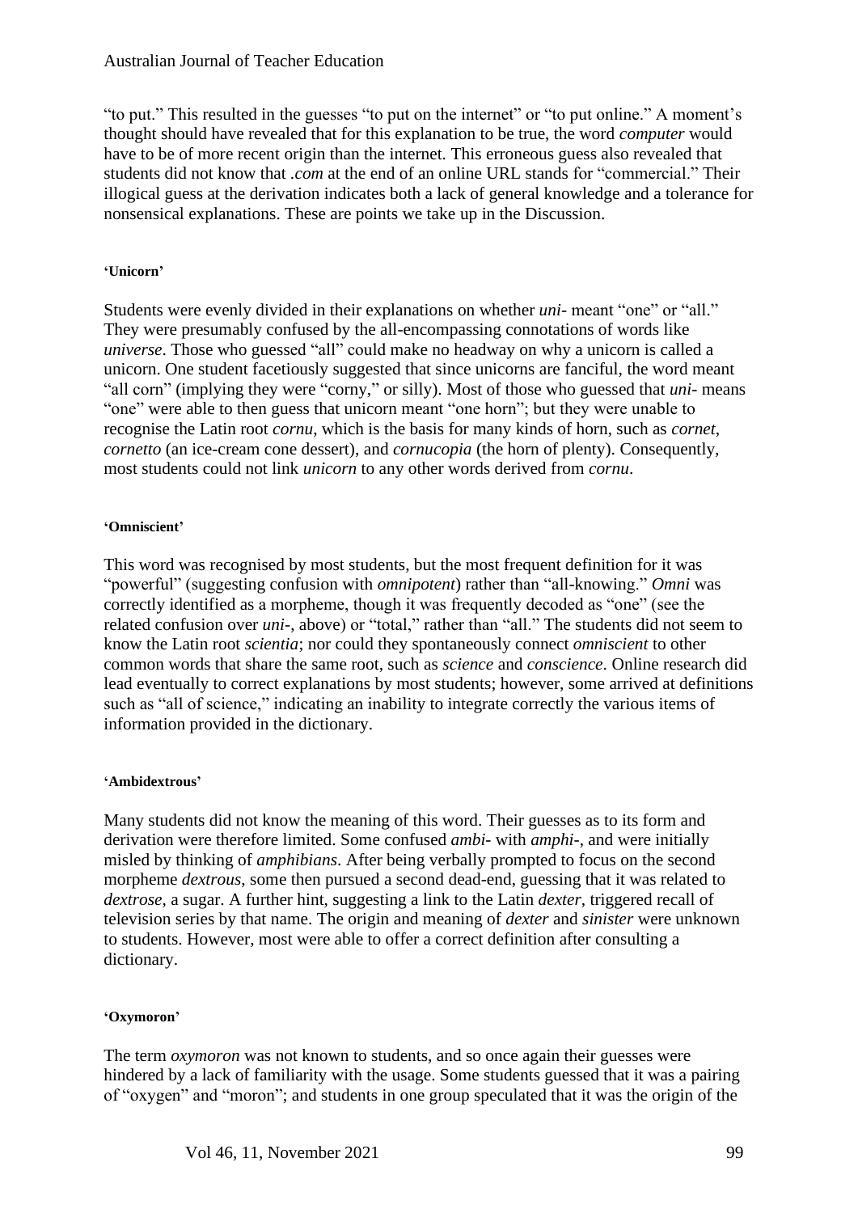"to put." This resulted in the guesses "to put on the internet" or "to put online." A moment's thought should have revealed that for this explanation to be true, the word *computer* would have to be of more recent origin than the internet. This erroneous guess also revealed that students did not know that *.com* at the end of an online URL stands for "commercial." Their illogical guess at the derivation indicates both a lack of general knowledge and a tolerance for nonsensical explanations. These are points we take up in the Discussion.

#### 'Unicorn'

Students were evenly divided in their explanations on whether *uni-* meant "one" or "all." They were presumably confused by the all-encompassing connotations of words like *universe*. Those who guessed "all" could make no headway on why a unicorn is called a unicorn. One student facetiously suggested that since unicorns are fanciful, the word meant "all corn" (implying they were "corny," or silly). Most of those who guessed that *uni-* means "one" were able to then guess that unicorn meant "one horn"; but they were unable to recognise the Latin root *cornu*, which is the basis for many kinds of horn, such as *cornet*, *cornetto* (an ice-cream cone dessert), and *cornucopia* (the horn of plenty). Consequently, most students could not link *unicorn* to any other words derived from *cornu*.

#### 'Omniscient'

This word was recognised by most students, but the most frequent definition for it was "powerful" (suggesting confusion with *omnipotent*) rather than "all-knowing." *Omni* was correctly identified as a morpheme, though it was frequently decoded as "one" (see the related confusion over *uni-*, above) or "total," rather than "all." The students did not seem to know the Latin root *scientia*; nor could they spontaneously connect *omniscient* to other common words that share the same root, such as *science* and *conscience*. Online research did lead eventually to correct explanations by most students; however, some arrived at definitions such as "all of science," indicating an inability to integrate correctly the various items of information provided in the dictionary.

#### 'Ambidextrous'

Many students did not know the meaning of this word. Their guesses as to its form and derivation were therefore limited. Some confused *ambi-* with *amphi-*, and were initially misled by thinking of *amphibians*. After being verbally prompted to focus on the second morpheme *dextrous*, some then pursued a second dead-end, guessing that it was related to *dextrose*, a sugar. A further hint, suggesting a link to the Latin *dexter*, triggered recall of television series by that name. The origin and meaning of *dexter* and *sinister* were unknown to students. However, most were able to offer a correct definition after consulting a dictionary.

#### 'Oxymoron'

The term *oxymoron* was not known to students, and so once again their guesses were hindered by a lack of familiarity with the usage. Some students guessed that it was a pairing of "oxygen" and "moron"; and students in one group speculated that it was the origin of the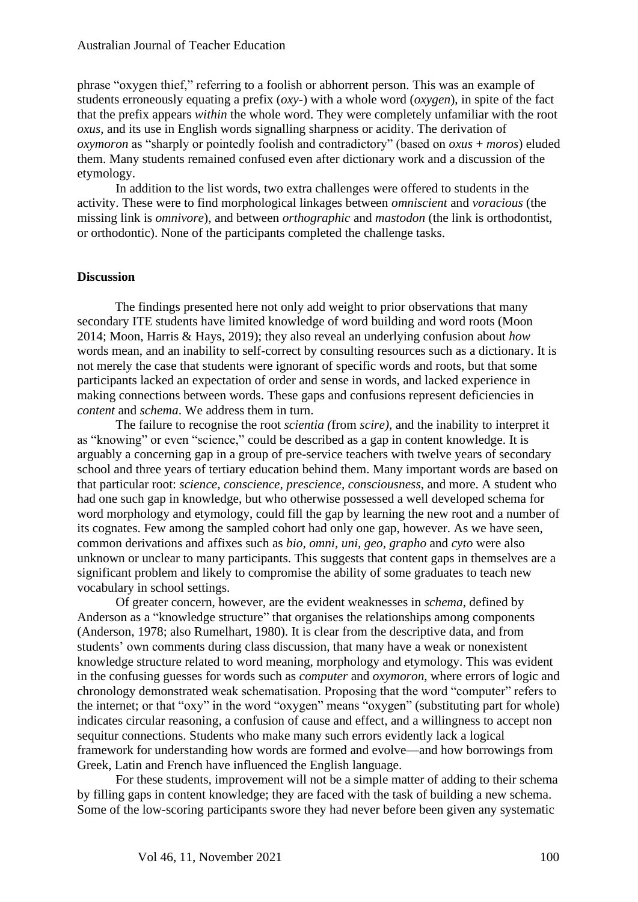phrase "oxygen thief," referring to a foolish or abhorrent person. This was an example of students erroneously equating a prefix (*oxy-*) with a whole word (*oxygen*), in spite of the fact that the prefix appears *within* the whole word. They were completely unfamiliar with the root *oxus*, and its use in English words signalling sharpness or acidity. The derivation of *oxymoron* as "sharply or pointedly foolish and contradictory" (based on *oxus* + *moros*) eluded them. Many students remained confused even after dictionary work and a discussion of the etymology.

In addition to the list words, two extra challenges were offered to students in the activity. These were to find morphological linkages between *omniscient* and *voracious* (the missing link is *omnivore*), and between *orthographic* and *mastodon* (the link is orthodontist, or orthodontic). None of the participants completed the challenge tasks.

## Discussion

The findings presented here not only add weight to prior observations that many secondary ITE students have limited knowledge of word building and word roots (Moon 2014; Moon, Harris & Hays, 2019); they also reveal an underlying confusion about *how* words mean, and an inability to self-correct by consulting resources such as a dictionary. It is not merely the case that students were ignorant of specific words and roots, but that some participants lacked an expectation of order and sense in words, and lacked experience in making connections between words. These gaps and confusions represent deficiencies in *content* and *schema*. We address them in turn.

The failure to recognise the root *scientia (*from *scire)*, and the inability to interpret it as "knowing" or even "science," could be described as a gap in content knowledge. It is arguably a concerning gap in a group of pre-service teachers with twelve years of secondary school and three years of tertiary education behind them. Many important words are based on that particular root: *science, conscience, prescience, consciousness*, and more. A student who had one such gap in knowledge, but who otherwise possessed a well developed schema for word morphology and etymology, could fill the gap by learning the new root and a number of its cognates. Few among the sampled cohort had only one gap, however. As we have seen, common derivations and affixes such as *bio, omni, uni, geo, grapho* and *cyto* were also unknown or unclear to many participants. This suggests that content gaps in themselves are a significant problem and likely to compromise the ability of some graduates to teach new vocabulary in school settings.

Of greater concern, however, are the evident weaknesses in *schema*, defined by Anderson as a "knowledge structure" that organises the relationships among components (Anderson, 1978; also Rumelhart, 1980). It is clear from the descriptive data, and from students' own comments during class discussion, that many have a weak or nonexistent knowledge structure related to word meaning, morphology and etymology. This was evident in the confusing guesses for words such as *computer* and *oxymoron*, where errors of logic and chronology demonstrated weak schematisation. Proposing that the word "computer" refers to the internet; or that "oxy" in the word "oxygen" means "oxygen" (substituting part for whole) indicates circular reasoning, a confusion of cause and effect, and a willingness to accept non sequitur connections. Students who make many such errors evidently lack a logical framework for understanding how words are formed and evolve—and how borrowings from Greek, Latin and French have influenced the English language.

For these students, improvement will not be a simple matter of adding to their schema by filling gaps in content knowledge; they are faced with the task of building a new schema. Some of the low-scoring participants swore they had never before been given any systematic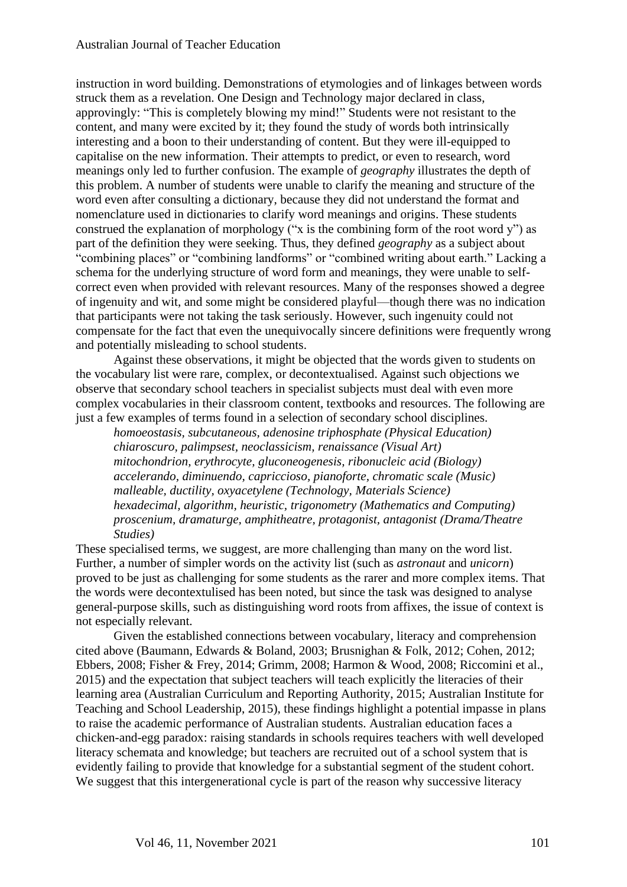instruction in word building. Demonstrations of etymologies and of linkages between words struck them as a revelation. One Design and Technology major declared in class, approvingly: "This is completely blowing my mind!" Students were not resistant to the content, and many were excited by it; they found the study of words both intrinsically interesting and a boon to their understanding of content. But they were ill-equipped to capitalise on the new information. Their attempts to predict, or even to research, word meanings only led to further confusion. The example of *geography* illustrates the depth of this problem. A number of students were unable to clarify the meaning and structure of the word even after consulting a dictionary, because they did not understand the format and nomenclature used in dictionaries to clarify word meanings and origins. These students construed the explanation of morphology ("x is the combining form of the root word y") as part of the definition they were seeking. Thus, they defined *geography* as a subject about "combining places" or "combining landforms" or "combined writing about earth." Lacking a schema for the underlying structure of word form and meanings, they were unable to self-correct even when provided with relevant resources. Many of the responses showed a degree of ingenuity and wit, and some might be considered playful—though there was no indication that participants were not taking the task seriously. However, such ingenuity could not compensate for the fact that even the unequivocally sincere definitions were frequently wrong and potentially misleading to school students.

Against these observations, it might be objected that the words given to students on the vocabulary list were rare, complex, or decontextualised. Against such objections we observe that secondary school teachers in specialist subjects must deal with even more complex vocabularies in their classroom content, textbooks and resources. The following are just a few examples of terms found in a selection of secondary school disciplines.

*homoeostasis, subcutaneous, adenosine triphosphate (Physical Education)*
*chiaroscuro, palimpsest, neoclassicism, renaissance (Visual Art)*
*mitochondrion, erythrocyte, gluconeogenesis, ribonucleic acid (Biology)*
*accelerando, diminuendo, capriccioso, pianoforte, chromatic scale (Music)*
*malleable, ductility, oxyacetylene (Technology, Materials Science)*
*hexadecimal, algorithm, heuristic, trigonometry (Mathematics and Computing)*
*proscenium, dramaturge, amphitheatre, protagonist, antagonist (Drama/Theatre Studies)*

These specialised terms, we suggest, are more challenging than many on the word list. Further, a number of simpler words on the activity list (such as *astronaut* and *unicorn*) proved to be just as challenging for some students as the rarer and more complex items. That the words were decontextualised has been noted, but since the task was designed to analyse general-purpose skills, such as distinguishing word roots from affixes, the issue of context is not especially relevant.

Given the established connections between vocabulary, literacy and comprehension cited above (Baumann, Edwards & Boland, 2003; Brusnighan & Folk, 2012; Cohen, 2012; Ebbers, 2008; Fisher & Frey, 2014; Grimm, 2008; Harmon & Wood, 2008; Riccomini et al., 2015) and the expectation that subject teachers will teach explicitly the literacies of their learning area (Australian Curriculum and Reporting Authority, 2015; Australian Institute for Teaching and School Leadership, 2015), these findings highlight a potential impasse in plans to raise the academic performance of Australian students. Australian education faces a chicken-and-egg paradox: raising standards in schools requires teachers with well developed literacy schemata and knowledge; but teachers are recruited out of a school system that is evidently failing to provide that knowledge for a substantial segment of the student cohort. We suggest that this intergenerational cycle is part of the reason why successive literacy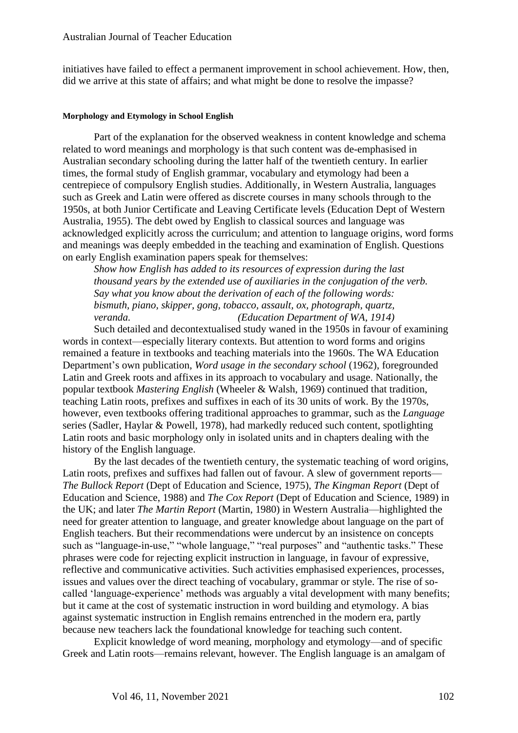initiatives have failed to effect a permanent improvement in school achievement. How, then, did we arrive at this state of affairs; and what might be done to resolve the impasse?

#### Morphology and Etymology in School English

Part of the explanation for the observed weakness in content knowledge and schema related to word meanings and morphology is that such content was de-emphasised in Australian secondary schooling during the latter half of the twentieth century. In earlier times, the formal study of English grammar, vocabulary and etymology had been a centrepiece of compulsory English studies. Additionally, in Western Australia, languages such as Greek and Latin were offered as discrete courses in many schools through to the 1950s, at both Junior Certificate and Leaving Certificate levels (Education Dept of Western Australia, 1955). The debt owed by English to classical sources and language was acknowledged explicitly across the curriculum; and attention to language origins, word forms and meanings was deeply embedded in the teaching and examination of English. Questions on early English examination papers speak for themselves:

> *Show how English has added to its resources of expression during the last thousand years by the extended use of auxiliaries in the conjugation of the verb. Say what you know about the derivation of each of the following words: bismuth, piano, skipper, gong, tobacco, assault, ox, photograph, quartz, veranda.* *(Education Department of WA, 1914)*

Such detailed and decontextualised study waned in the 1950s in favour of examining words in context—especially literary contexts. But attention to word forms and origins remained a feature in textbooks and teaching materials into the 1960s. The WA Education Department's own publication, *Word usage in the secondary school* (1962), foregrounded Latin and Greek roots and affixes in its approach to vocabulary and usage. Nationally, the popular textbook *Mastering English* (Wheeler & Walsh, 1969) continued that tradition, teaching Latin roots, prefixes and suffixes in each of its 30 units of work. By the 1970s, however, even textbooks offering traditional approaches to grammar, such as the *Language* series (Sadler, Haylar & Powell, 1978), had markedly reduced such content, spotlighting Latin roots and basic morphology only in isolated units and in chapters dealing with the history of the English language.

By the last decades of the twentieth century, the systematic teaching of word origins, Latin roots, prefixes and suffixes had fallen out of favour. A slew of government reports—*The Bullock Report* (Dept of Education and Science, 1975), *The Kingman Report* (Dept of Education and Science, 1988) and *The Cox Report* (Dept of Education and Science, 1989) in the UK; and later *The Martin Report* (Martin, 1980) in Western Australia—highlighted the need for greater attention to language, and greater knowledge about language on the part of English teachers. But their recommendations were undercut by an insistence on concepts such as "language-in-use," "whole language," "real purposes" and "authentic tasks." These phrases were code for rejecting explicit instruction in language, in favour of expressive, reflective and communicative activities. Such activities emphasised experiences, processes, issues and values over the direct teaching of vocabulary, grammar or style. The rise of so-called 'language-experience' methods was arguably a vital development with many benefits; but it came at the cost of systematic instruction in word building and etymology. A bias against systematic instruction in English remains entrenched in the modern era, partly because new teachers lack the foundational knowledge for teaching such content.

Explicit knowledge of word meaning, morphology and etymology—and of specific Greek and Latin roots—remains relevant, however. The English language is an amalgam of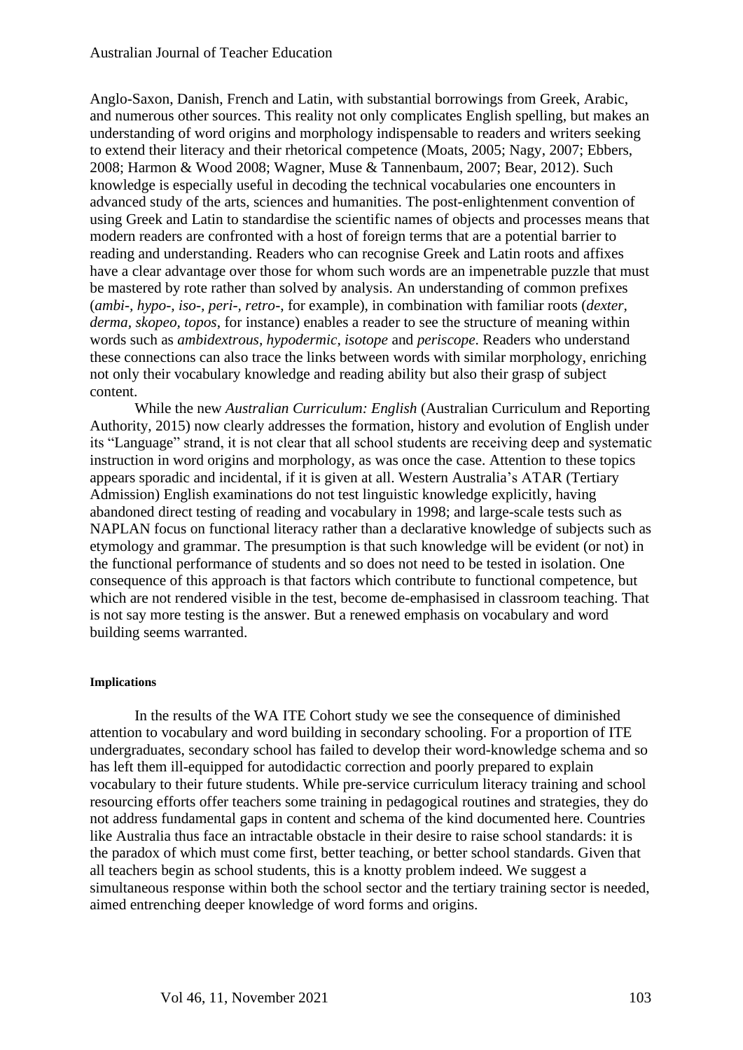Anglo-Saxon, Danish, French and Latin, with substantial borrowings from Greek, Arabic, and numerous other sources. This reality not only complicates English spelling, but makes an understanding of word origins and morphology indispensable to readers and writers seeking to extend their literacy and their rhetorical competence (Moats, 2005; Nagy, 2007; Ebbers, 2008; Harmon & Wood 2008; Wagner, Muse & Tannenbaum, 2007; Bear, 2012). Such knowledge is especially useful in decoding the technical vocabularies one encounters in advanced study of the arts, sciences and humanities. The post-enlightenment convention of using Greek and Latin to standardise the scientific names of objects and processes means that modern readers are confronted with a host of foreign terms that are a potential barrier to reading and understanding. Readers who can recognise Greek and Latin roots and affixes have a clear advantage over those for whom such words are an impenetrable puzzle that must be mastered by rote rather than solved by analysis. An understanding of common prefixes (*ambi-, hypo-, iso-, peri-, retro-*, for example), in combination with familiar roots (*dexter, derma, skopeo, topos*, for instance) enables a reader to see the structure of meaning within words such as *ambidextrous, hypodermic, isotope* and *periscope*. Readers who understand these connections can also trace the links between words with similar morphology, enriching not only their vocabulary knowledge and reading ability but also their grasp of subject content.

While the new *Australian Curriculum: English* (Australian Curriculum and Reporting Authority, 2015) now clearly addresses the formation, history and evolution of English under its "Language" strand, it is not clear that all school students are receiving deep and systematic instruction in word origins and morphology, as was once the case. Attention to these topics appears sporadic and incidental, if it is given at all. Western Australia's ATAR (Tertiary Admission) English examinations do not test linguistic knowledge explicitly, having abandoned direct testing of reading and vocabulary in 1998; and large-scale tests such as NAPLAN focus on functional literacy rather than a declarative knowledge of subjects such as etymology and grammar. The presumption is that such knowledge will be evident (or not) in the functional performance of students and so does not need to be tested in isolation. One consequence of this approach is that factors which contribute to functional competence, but which are not rendered visible in the test, become de-emphasised in classroom teaching. That is not say more testing is the answer. But a renewed emphasis on vocabulary and word building seems warranted.

#### Implications

In the results of the WA ITE Cohort study we see the consequence of diminished attention to vocabulary and word building in secondary schooling. For a proportion of ITE undergraduates, secondary school has failed to develop their word-knowledge schema and so has left them ill-equipped for autodidactic correction and poorly prepared to explain vocabulary to their future students. While pre-service curriculum literacy training and school resourcing efforts offer teachers some training in pedagogical routines and strategies, they do not address fundamental gaps in content and schema of the kind documented here. Countries like Australia thus face an intractable obstacle in their desire to raise school standards: it is the paradox of which must come first, better teaching, or better school standards. Given that all teachers begin as school students, this is a knotty problem indeed. We suggest a simultaneous response within both the school sector and the tertiary training sector is needed, aimed entrenching deeper knowledge of word forms and origins.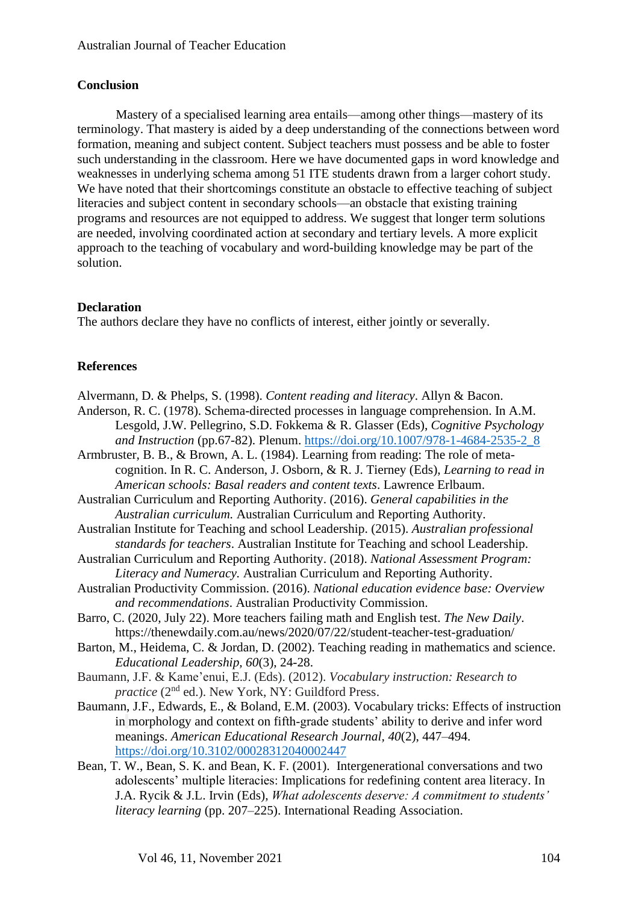## Conclusion

Mastery of a specialised learning area entails—among other things—mastery of its terminology. That mastery is aided by a deep understanding of the connections between word formation, meaning and subject content. Subject teachers must possess and be able to foster such understanding in the classroom. Here we have documented gaps in word knowledge and weaknesses in underlying schema among 51 ITE students drawn from a larger cohort study. We have noted that their shortcomings constitute an obstacle to effective teaching of subject literacies and subject content in secondary schools—an obstacle that existing training programs and resources are not equipped to address. We suggest that longer term solutions are needed, involving coordinated action at secondary and tertiary levels. A more explicit approach to the teaching of vocabulary and word-building knowledge may be part of the solution.

## Declaration

The authors declare they have no conflicts of interest, either jointly or severally.

## References

Alvermann, D. & Phelps, S. (1998). *Content reading and literacy*. Allyn & Bacon.

Anderson, R. C. (1978). Schema-directed processes in language comprehension. In A.M. Lesgold, J.W. Pellegrino, S.D. Fokkema & R. Glasser (Eds), *Cognitive Psychology and Instruction* (pp.67-82). Plenum. https://doi.org/10.1007/978-1-4684-2535-2_8

Armbruster, B. B., & Brown, A. L. (1984). Learning from reading: The role of meta-cognition. In R. C. Anderson, J. Osborn, & R. J. Tierney (Eds), *Learning to read in American schools: Basal readers and content texts*. Lawrence Erlbaum.

Australian Curriculum and Reporting Authority. (2016). *General capabilities in the Australian curriculum.* Australian Curriculum and Reporting Authority.

Australian Institute for Teaching and school Leadership. (2015). *Australian professional standards for teachers*. Australian Institute for Teaching and school Leadership.

Australian Curriculum and Reporting Authority. (2018). *National Assessment Program: Literacy and Numeracy.* Australian Curriculum and Reporting Authority.

Australian Productivity Commission. (2016). *National education evidence base: Overview and recommendations*. Australian Productivity Commission.

Barro, C. (2020, July 22). More teachers failing math and English test. *The New Daily*. https://thenewdaily.com.au/news/2020/07/22/student-teacher-test-graduation/

Barton, M., Heidema, C. & Jordan, D. (2002). Teaching reading in mathematics and science. *Educational Leadership, 60*(3), 24-28.

Baumann, J.F. & Kame'enui, E.J. (Eds). (2012). *Vocabulary instruction: Research to practice* (2nd ed.). New York, NY: Guildford Press.

Baumann, J.F., Edwards, E., & Boland, E.M. (2003). Vocabulary tricks: Effects of instruction in morphology and context on fifth-grade students' ability to derive and infer word meanings. *American Educational Research Journal, 40*(2), 447–494. https://doi.org/10.3102/00028312040002447

Bean, T. W., Bean, S. K. and Bean, K. F. (2001). Intergenerational conversations and two adolescents' multiple literacies: Implications for redefining content area literacy. In J.A. Rycik & J.L. Irvin (Eds), *What adolescents deserve: A commitment to students' literacy learning* (pp. 207–225). International Reading Association.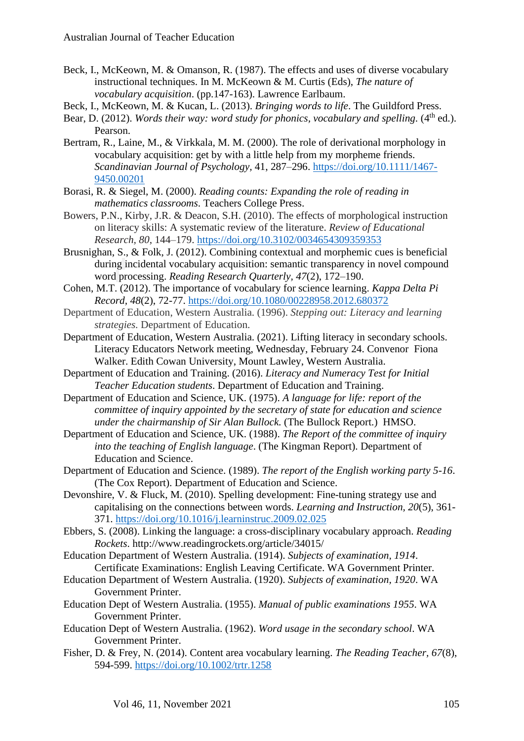Beck, I., McKeown, M. & Omanson, R. (1987). The effects and uses of diverse vocabulary instructional techniques. In M. McKeown & M. Curtis (Eds), *The nature of vocabulary acquisition*. (pp.147-163). Lawrence Earlbaum.

Beck, I., McKeown, M. & Kucan, L. (2013). *Bringing words to life*. The Guildford Press.

Bear, D. (2012). *Words their way: word study for phonics, vocabulary and spelling*. (4th ed.). Pearson.

Bertram, R., Laine, M., & Virkkala, M. M. (2000). The role of derivational morphology in vocabulary acquisition: get by with a little help from my morpheme friends. *Scandinavian Journal of Psychology*, 41, 287–296. https://doi.org/10.1111/1467-9450.00201

Borasi, R. & Siegel, M. (2000). *Reading counts: Expanding the role of reading in mathematics classrooms*. Teachers College Press.

Bowers, P.N., Kirby, J.R. & Deacon, S.H. (2010). The effects of morphological instruction on literacy skills: A systematic review of the literature. *Review of Educational Research, 80*, 144–179. https://doi.org/10.3102/0034654309359353

Brusnighan, S., & Folk, J. (2012). Combining contextual and morphemic cues is beneficial during incidental vocabulary acquisition: semantic transparency in novel compound word processing. *Reading Research Quarterly, 47*(2), 172–190.

Cohen, M.T. (2012). The importance of vocabulary for science learning. *Kappa Delta Pi Record*, *48*(2), 72-77. https://doi.org/10.1080/00228958.2012.680372

Department of Education, Western Australia. (1996). *Stepping out: Literacy and learning strategies*. Department of Education.

Department of Education, Western Australia. (2021). Lifting literacy in secondary schools. Literacy Educators Network meeting, Wednesday, February 24. Convenor Fiona Walker. Edith Cowan University, Mount Lawley, Western Australia.

Department of Education and Training. (2016). *Literacy and Numeracy Test for Initial Teacher Education students*. Department of Education and Training.

Department of Education and Science, UK. (1975). *A language for life: report of the committee of inquiry appointed by the secretary of state for education and science under the chairmanship of Sir Alan Bullock.* (The Bullock Report.) HMSO.

Department of Education and Science, UK. (1988). *The Report of the committee of inquiry into the teaching of English language*. (The Kingman Report). Department of Education and Science.

Department of Education and Science. (1989). *The report of the English working party 5-16*. (The Cox Report). Department of Education and Science.

Devonshire, V. & Fluck, M. (2010). Spelling development: Fine-tuning strategy use and capitalising on the connections between words. *Learning and Instruction, 20*(5), 361-371. https://doi.org/10.1016/j.learninstruc.2009.02.025

Ebbers, S. (2008). Linking the language: a cross-disciplinary vocabulary approach. *Reading Rockets*. http://www.readingrockets.org/article/34015/

Education Department of Western Australia. (1914). *Subjects of examination, 1914*. Certificate Examinations: English Leaving Certificate. WA Government Printer.

Education Department of Western Australia. (1920). *Subjects of examination, 1920*. WA Government Printer.

Education Dept of Western Australia. (1955). *Manual of public examinations 1955*. WA Government Printer.

Education Dept of Western Australia. (1962). *Word usage in the secondary school*. WA Government Printer.

Fisher, D. & Frey, N. (2014). Content area vocabulary learning. *The Reading Teacher*, *67*(8), 594-599. https://doi.org/10.1002/trtr.1258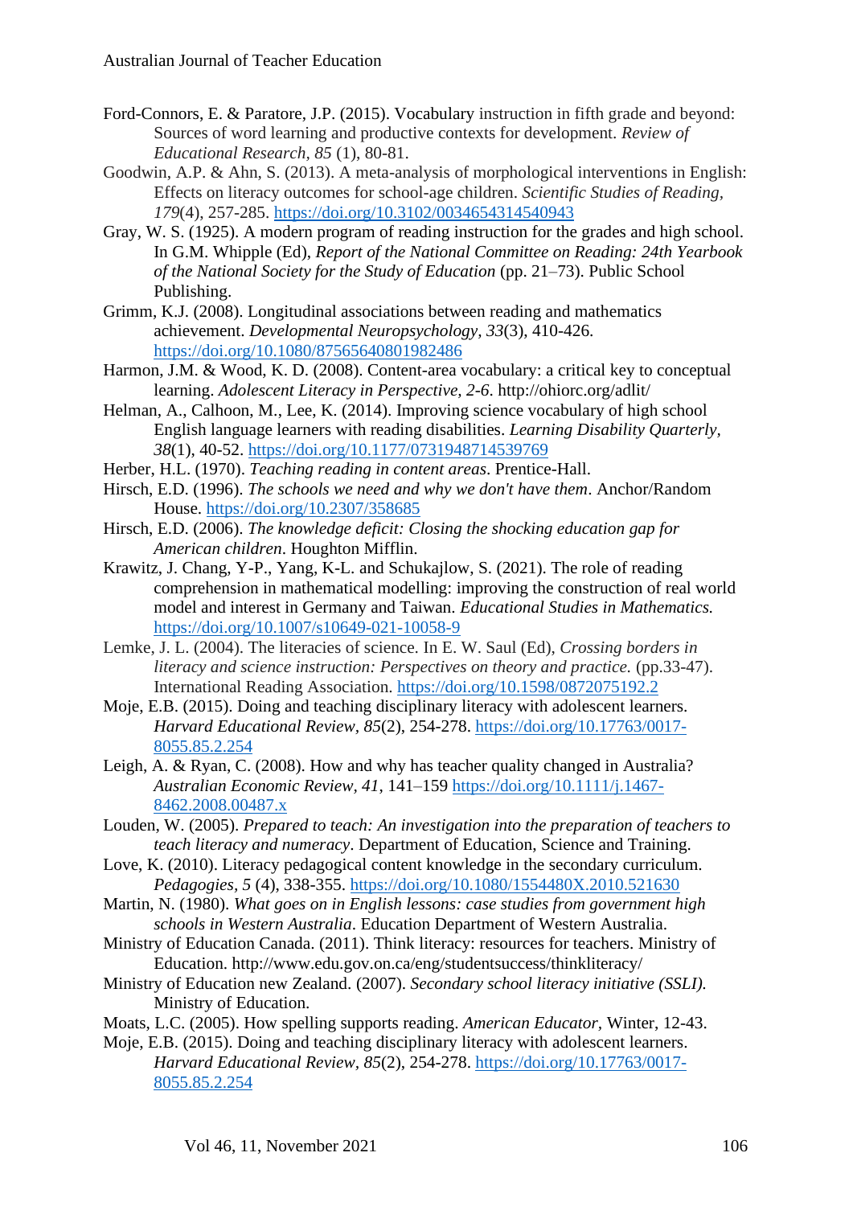Ford-Connors, E. & Paratore, J.P. (2015). Vocabulary instruction in fifth grade and beyond: Sources of word learning and productive contexts for development. *Review of Educational Research*, *85* (1), 80-81.

Goodwin, A.P. & Ahn, S. (2013). A meta-analysis of morphological interventions in English: Effects on literacy outcomes for school-age children. *Scientific Studies of Reading*, *179*(4), 257-285. https://doi.org/10.3102/0034654314540943

Gray, W. S. (1925). A modern program of reading instruction for the grades and high school. In G.M. Whipple (Ed), *Report of the National Committee on Reading: 24th Yearbook of the National Society for the Study of Education* (pp. 21–73). Public School Publishing.

Grimm, K.J. (2008). Longitudinal associations between reading and mathematics achievement. *Developmental Neuropsychology*, *33*(3), 410-426. https://doi.org/10.1080/87565640801982486

Harmon, J.M. & Wood, K. D. (2008). Content-area vocabulary: a critical key to conceptual learning. *Adolescent Literacy in Perspective*, *2-6*. http://ohiorc.org/adlit/

Helman, A., Calhoon, M., Lee, K. (2014). Improving science vocabulary of high school English language learners with reading disabilities. *Learning Disability Quarterly*, *38*(1), 40-52. https://doi.org/10.1177/0731948714539769

Herber, H.L. (1970). *Teaching reading in content areas*. Prentice-Hall.

Hirsch, E.D. (1996). *The schools we need and why we don't have them*. Anchor/Random House. https://doi.org/10.2307/358685

Hirsch, E.D. (2006). *The knowledge deficit: Closing the shocking education gap for American children*. Houghton Mifflin.

Krawitz, J. Chang, Y-P., Yang, K-L. and Schukajlow, S. (2021). The role of reading comprehension in mathematical modelling: improving the construction of real world model and interest in Germany and Taiwan. *Educational Studies in Mathematics.* https://doi.org/10.1007/s10649-021-10058-9

Lemke, J. L. (2004). The literacies of science. In E. W. Saul (Ed), *Crossing borders in literacy and science instruction: Perspectives on theory and practice.* (pp.33-47). International Reading Association. https://doi.org/10.1598/0872075192.2

Moje, E.B. (2015). Doing and teaching disciplinary literacy with adolescent learners. *Harvard Educational Review, 85*(2), 254-278. https://doi.org/10.17763/0017-8055.85.2.254

Leigh, A. & Ryan, C. (2008). How and why has teacher quality changed in Australia? *Australian Economic Review*, *41*, 141–159 https://doi.org/10.1111/j.1467-8462.2008.00487.x

Louden, W. (2005). *Prepared to teach: An investigation into the preparation of teachers to teach literacy and numeracy*. Department of Education, Science and Training.

Love, K. (2010). Literacy pedagogical content knowledge in the secondary curriculum. *Pedagogies*, *5* (4), 338-355. https://doi.org/10.1080/1554480X.2010.521630

Martin, N. (1980). *What goes on in English lessons: case studies from government high schools in Western Australia*. Education Department of Western Australia.

Ministry of Education Canada. (2011). Think literacy: resources for teachers. Ministry of Education. http://www.edu.gov.on.ca/eng/studentsuccess/thinkliteracy/

Ministry of Education new Zealand. (2007). *Secondary school literacy initiative (SSLI).* Ministry of Education.

Moats, L.C. (2005). How spelling supports reading. *American Educator*, Winter, 12-43.

Moje, E.B. (2015). Doing and teaching disciplinary literacy with adolescent learners. *Harvard Educational Review*, *85*(2), 254-278. https://doi.org/10.17763/0017-8055.85.2.254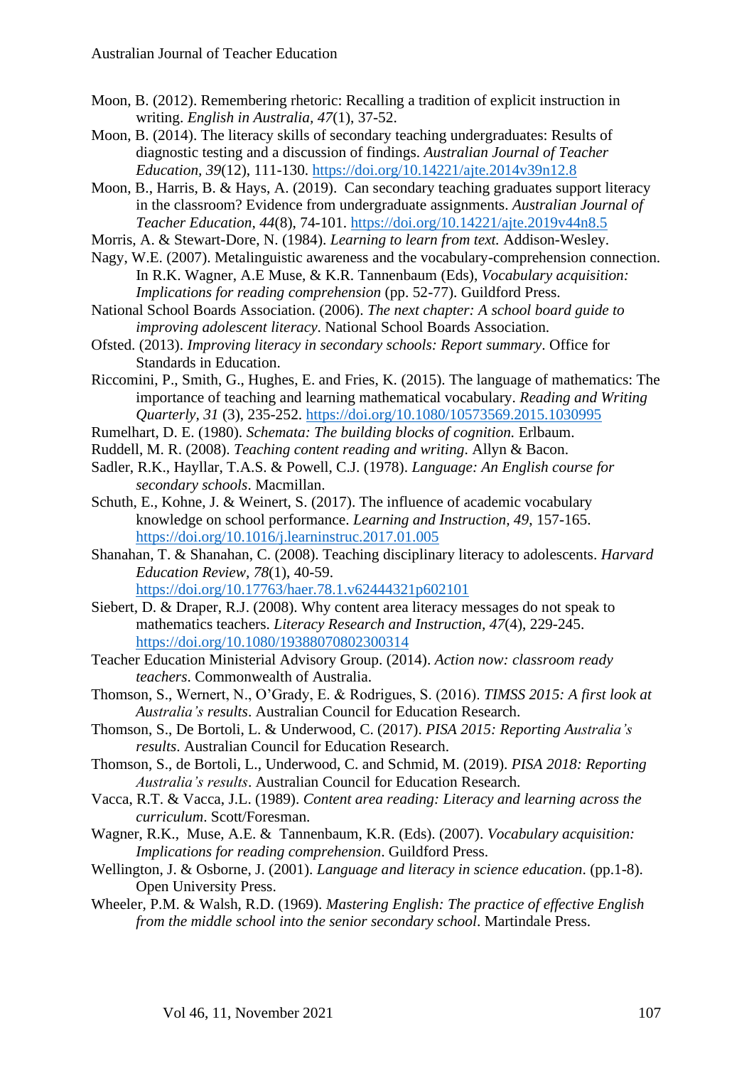Moon, B. (2012). Remembering rhetoric: Recalling a tradition of explicit instruction in writing. *English in Australia, 47*(1), 37-52.

Moon, B. (2014). The literacy skills of secondary teaching undergraduates: Results of diagnostic testing and a discussion of findings. *Australian Journal of Teacher Education, 39*(12), 111-130. https://doi.org/10.14221/ajte.2014v39n12.8

Moon, B., Harris, B. & Hays, A. (2019). Can secondary teaching graduates support literacy in the classroom? Evidence from undergraduate assignments. *Australian Journal of Teacher Education, 44*(8), 74-101. https://doi.org/10.14221/ajte.2019v44n8.5

Morris, A. & Stewart-Dore, N. (1984). *Learning to learn from text.* Addison-Wesley.

Nagy, W.E. (2007). Metalinguistic awareness and the vocabulary-comprehension connection. In R.K. Wagner, A.E Muse, & K.R. Tannenbaum (Eds), *Vocabulary acquisition: Implications for reading comprehension* (pp. 52-77). Guildford Press.

National School Boards Association. (2006). *The next chapter: A school board guide to improving adolescent literacy*. National School Boards Association.

Ofsted. (2013). *Improving literacy in secondary schools: Report summary*. Office for Standards in Education.

Riccomini, P., Smith, G., Hughes, E. and Fries, K. (2015). The language of mathematics: The importance of teaching and learning mathematical vocabulary. *Reading and Writing Quarterly, 31* (3), 235-252. https://doi.org/10.1080/10573569.2015.1030995

Rumelhart, D. E. (1980). *Schemata: The building blocks of cognition.* Erlbaum.

Ruddell, M. R. (2008). *Teaching content reading and writing*. Allyn & Bacon.

Sadler, R.K., Hayllar, T.A.S. & Powell, C.J. (1978). *Language: An English course for secondary schools*. Macmillan.

Schuth, E., Kohne, J. & Weinert, S. (2017). The influence of academic vocabulary knowledge on school performance. *Learning and Instruction, 49*, 157-165. https://doi.org/10.1016/j.learninstruc.2017.01.005

Shanahan, T. & Shanahan, C. (2008). Teaching disciplinary literacy to adolescents. *Harvard Education Review, 78*(1), 40-59. https://doi.org/10.17763/haer.78.1.v62444321p602101

Siebert, D. & Draper, R.J. (2008). Why content area literacy messages do not speak to mathematics teachers. *Literacy Research and Instruction, 47*(4), 229-245. https://doi.org/10.1080/19388070802300314

Teacher Education Ministerial Advisory Group. (2014). *Action now: classroom ready teachers*. Commonwealth of Australia.

Thomson, S., Wernert, N., O'Grady, E. & Rodrigues, S. (2016). *TIMSS 2015: A first look at Australia's results*. Australian Council for Education Research.

Thomson, S., De Bortoli, L. & Underwood, C. (2017). *PISA 2015: Reporting Australia's results*. Australian Council for Education Research.

Thomson, S., de Bortoli, L., Underwood, C. and Schmid, M. (2019). *PISA 2018: Reporting Australia's results*. Australian Council for Education Research.

Vacca, R.T. & Vacca, J.L. (1989). *Content area reading: Literacy and learning across the curriculum*. Scott/Foresman.

Wagner, R.K., Muse, A.E. & Tannenbaum, K.R. (Eds). (2007). *Vocabulary acquisition: Implications for reading comprehension*. Guildford Press.

Wellington, J. & Osborne, J. (2001). *Language and literacy in science education*. (pp.1-8). Open University Press.

Wheeler, P.M. & Walsh, R.D. (1969). *Mastering English: The practice of effective English from the middle school into the senior secondary school*. Martindale Press.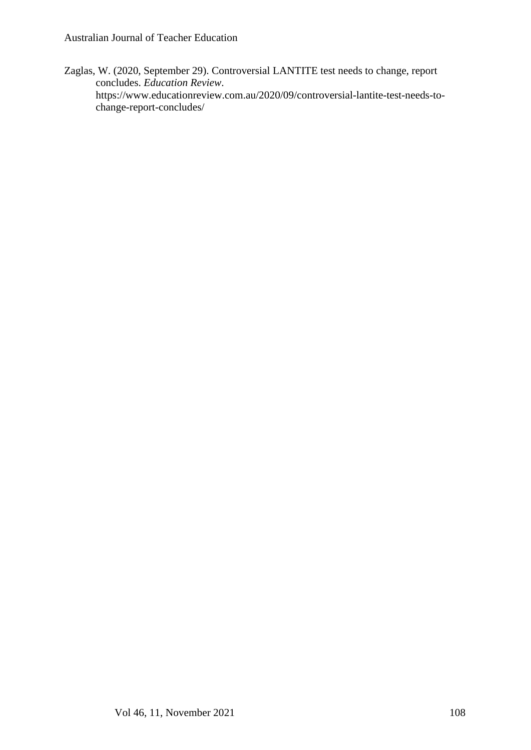Zaglas, W. (2020, September 29). Controversial LANTITE test needs to change, report concludes. *Education Review*. https://www.educationreview.com.au/2020/09/controversial-lantite-test-needs-to-change-report-concludes/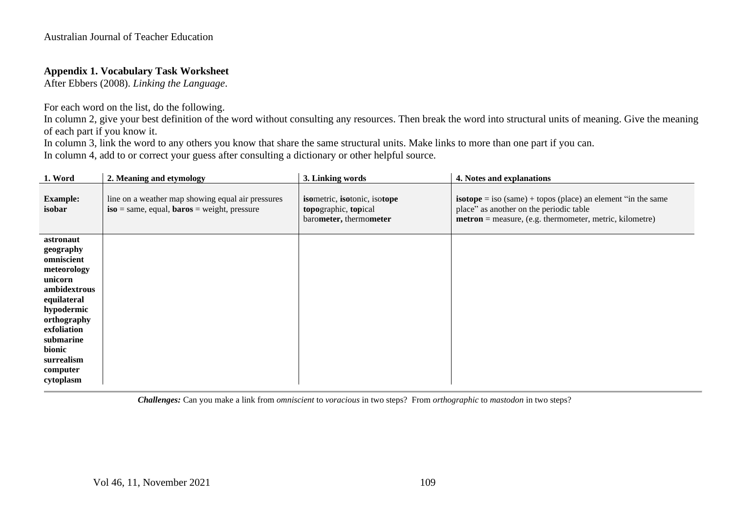## Appendix 1. Vocabulary Task Worksheet

After Ebbers (2008). *Linking the Language*.

For each word on the list, do the following.

In column 2, give your best definition of the word without consulting any resources. Then break the word into structural units of meaning. Give the meaning of each part if you know it.

In column 3, link the word to any others you know that share the same structural units. Make links to more than one part if you can.

In column 4, add to or correct your guess after consulting a dictionary or other helpful source.

| 1. Word | 2. Meaning and etymology | 3. Linking words | 4. Notes and explanations |
|---|---|---|---|
| **Example: isobar** | line on a weather map showing equal air pressures<br>**iso** = same, equal, **baros** = weight, pressure | **iso**metric, **iso**tonic, iso**tope**<br>**topo**graphic, **top**ical<br>baro**meter,** thermo**meter** | **isotope** = iso (same) + topos (place) an element "in the same place" as another on the periodic table<br>**metron** = measure, (e.g. thermometer, metric, kilometre) |
| **astronaut** | | | |
| **geography** | | | |
| **omniscient** | | | |
| **meteorology** | | | |
| **unicorn** | | | |
| **ambidextrous** | | | |
| **equilateral** | | | |
| **hypodermic** | | | |
| **orthography** | | | |
| **exfoliation** | | | |
| **submarine** | | | |
| **bionic** | | | |
| **surrealism** | | | |
| **computer** | | | |
| **cytoplasm** | | | |

***Challenges:*** Can you make a link from *omniscient* to *voracious* in two steps? From *orthographic* to *mastodon* in two steps?